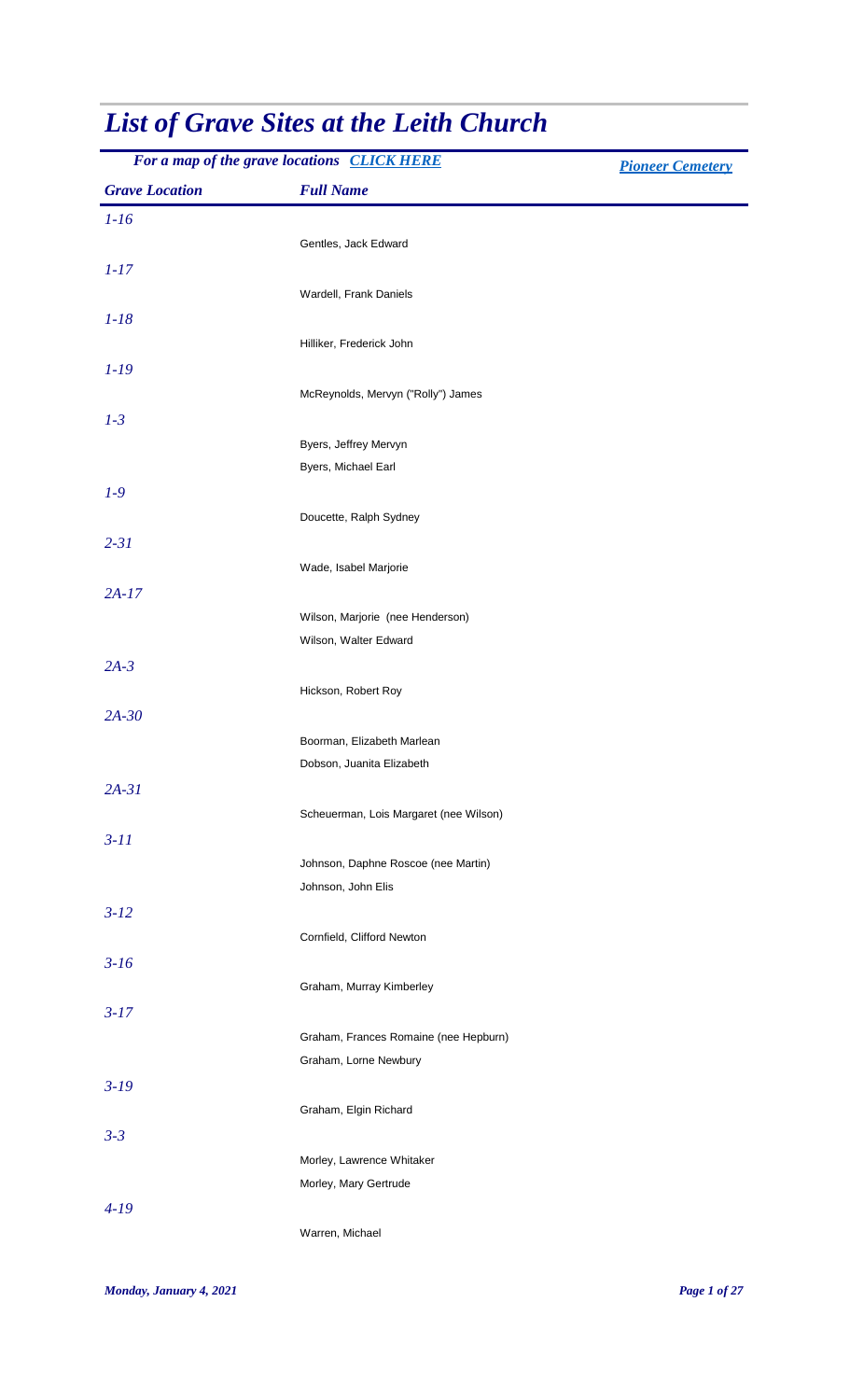# *List of Grave Sites at the Leith Church*

***For a map of the grave locations [CLICK HERE](#)*** ***[Pioneer Cemetery](#)***

| *Grave Location* | *Full Name* |
|---|---|
| *1-16* | |
| | Gentles, Jack Edward |
| *1-17* | |
| | Wardell, Frank Daniels |
| *1-18* | |
| | Hilliker, Frederick John |
| *1-19* | |
| | McReynolds, Mervyn ("Rolly") James |
| *1-3* | |
| | Byers, Jeffrey Mervyn |
| | Byers, Michael Earl |
| *1-9* | |
| | Doucette, Ralph Sydney |
| *2-31* | |
| | Wade, Isabel Marjorie |
| *2A-17* | |
| | Wilson, Marjorie (nee Henderson) |
| | Wilson, Walter Edward |
| *2A-3* | |
| | Hickson, Robert Roy |
| *2A-30* | |
| | Boorman, Elizabeth Marlean |
| | Dobson, Juanita Elizabeth |
| *2A-31* | |
| | Scheuerman, Lois Margaret (nee Wilson) |
| *3-11* | |
| | Johnson, Daphne Roscoe (nee Martin) |
| | Johnson, John Elis |
| *3-12* | |
| | Cornfield, Clifford Newton |
| *3-16* | |
| | Graham, Murray Kimberley |
| *3-17* | |
| | Graham, Frances Romaine (nee Hepburn) |
| | Graham, Lorne Newbury |
| *3-19* | |
| | Graham, Elgin Richard |
| *3-3* | |
| | Morley, Lawrence Whitaker |
| | Morley, Mary Gertrude |
| *4-19* | |
| | Warren, Michael |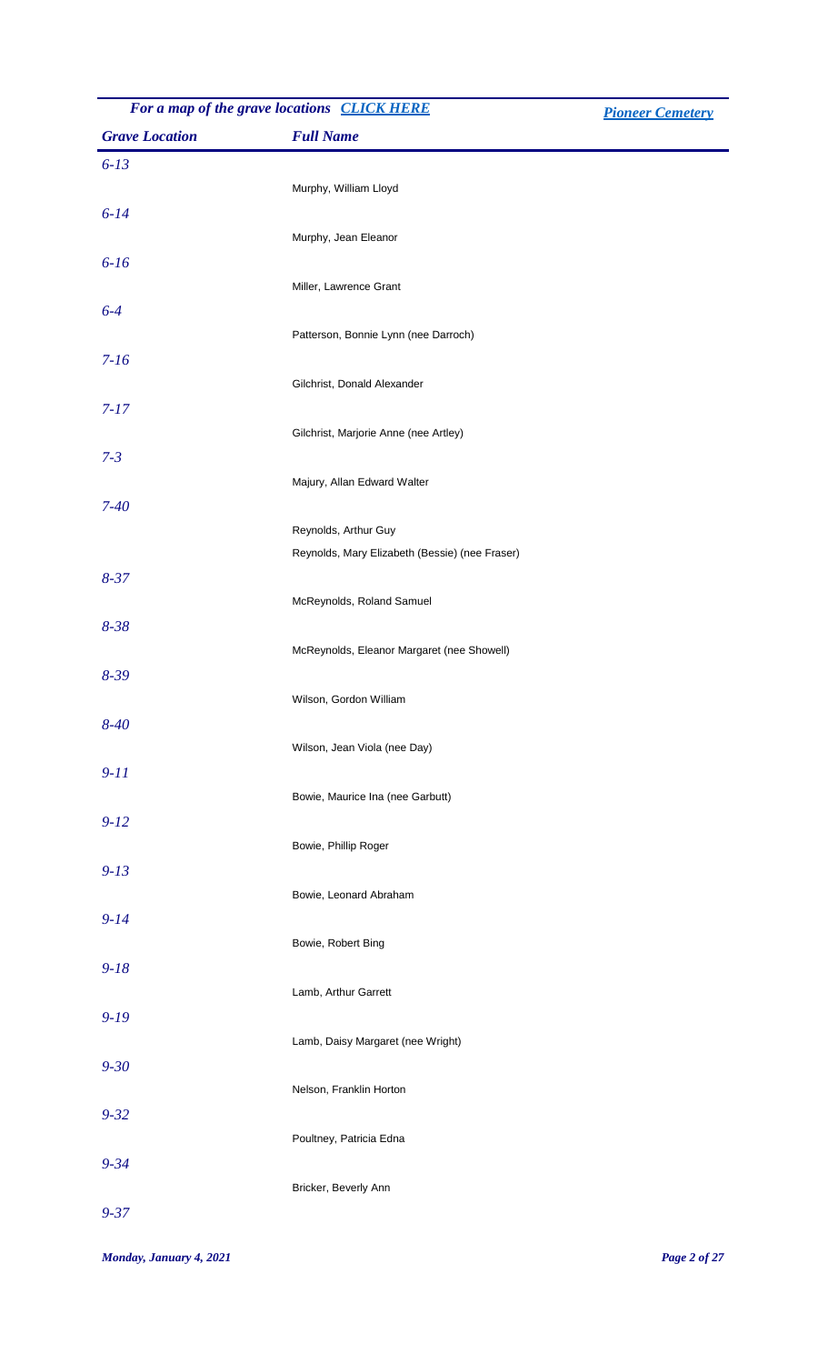*For a map of the grave locations* [*CLICK HERE*]() [*Pioneer Cemetery*]()

| *Grave Location* | *Full Name* |
| --- | --- |
| *6-13* | Murphy, William Lloyd |
| *6-14* | Murphy, Jean Eleanor |
| *6-16* | Miller, Lawrence Grant |
| *6-4* | Patterson, Bonnie Lynn (nee Darroch) |
| *7-16* | Gilchrist, Donald Alexander |
| *7-17* | Gilchrist, Marjorie Anne (nee Artley) |
| *7-3* | Majury, Allan Edward Walter |
| *7-40* | Reynolds, Arthur Guy |
| | Reynolds, Mary Elizabeth (Bessie) (nee Fraser) |
| *8-37* | McReynolds, Roland Samuel |
| *8-38* | McReynolds, Eleanor Margaret (nee Showell) |
| *8-39* | Wilson, Gordon William |
| *8-40* | Wilson, Jean Viola (nee Day) |
| *9-11* | Bowie, Maurice Ina (nee Garbutt) |
| *9-12* | Bowie, Phillip Roger |
| *9-13* | Bowie, Leonard Abraham |
| *9-14* | Bowie, Robert Bing |
| *9-18* | Lamb, Arthur Garrett |
| *9-19* | Lamb, Daisy Margaret (nee Wright) |
| *9-30* | Nelson, Franklin Horton |
| *9-32* | Poultney, Patricia Edna |
| *9-34* | Bricker, Beverly Ann |
| *9-37* | |

*Monday, January 4, 2021*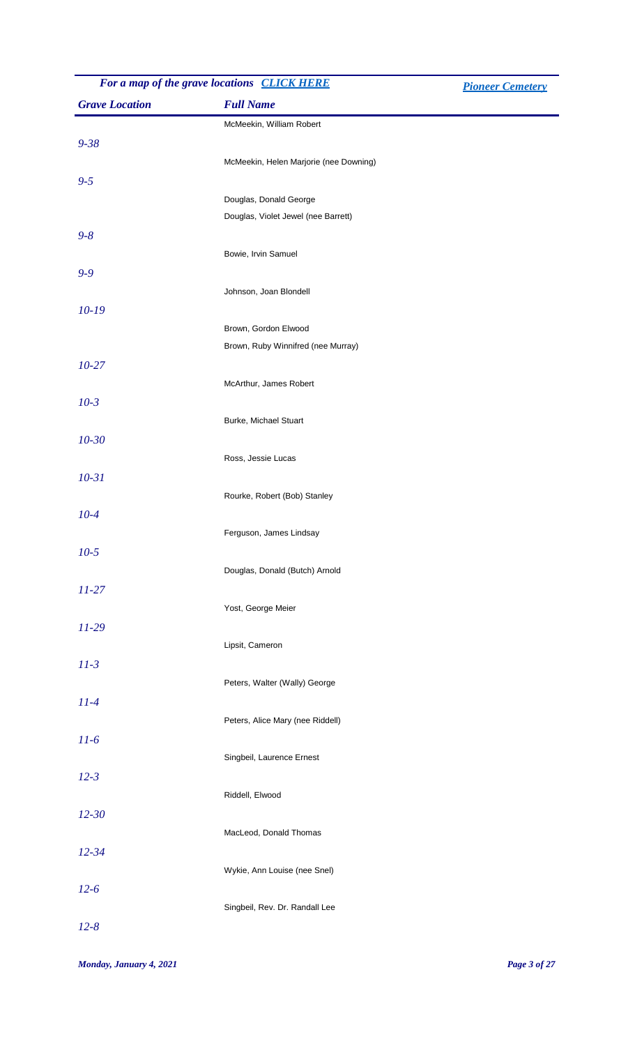| Grave Location | Full Name |
| --- | --- |
| | McMeekin, William Robert |
| 9-38 | |
| | McMeekin, Helen Marjorie (nee Downing) |
| 9-5 | |
| | Douglas, Donald George |
| | Douglas, Violet Jewel (nee Barrett) |
| 9-8 | |
| | Bowie, Irvin Samuel |
| 9-9 | |
| | Johnson, Joan Blondell |
| 10-19 | |
| | Brown, Gordon Elwood |
| | Brown, Ruby Winnifred (nee Murray) |
| 10-27 | |
| | McArthur, James Robert |
| 10-3 | |
| | Burke, Michael Stuart |
| 10-30 | |
| | Ross, Jessie Lucas |
| 10-31 | |
| | Rourke, Robert (Bob) Stanley |
| 10-4 | |
| | Ferguson, James Lindsay |
| 10-5 | |
| | Douglas, Donald (Butch) Arnold |
| 11-27 | |
| | Yost, George Meier |
| 11-29 | |
| | Lipsit, Cameron |
| 11-3 | |
| | Peters, Walter (Wally) George |
| 11-4 | |
| | Peters, Alice Mary (nee Riddell) |
| 11-6 | |
| | Singbeil, Laurence Ernest |
| 12-3 | |
| | Riddell, Elwood |
| 12-30 | |
| | MacLeod, Donald Thomas |
| 12-34 | |
| | Wykie, Ann Louise (nee Snel) |
| 12-6 | |
| | Singbeil, Rev. Dr. Randall Lee |
| 12-8 | |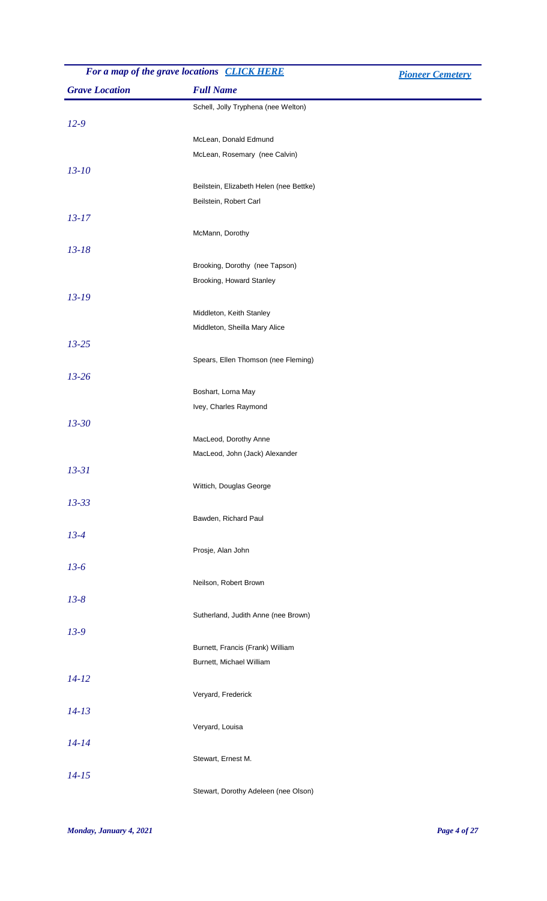| Grave Location | Full Name |
| --- | --- |
| | Schell, Jolly Tryphena (nee Welton) |
| *12-9* | |
| | McLean, Donald Edmund |
| | McLean, Rosemary (nee Calvin) |
| *13-10* | |
| | Beilstein, Elizabeth Helen (nee Bettke) |
| | Beilstein, Robert Carl |
| *13-17* | |
| | McMann, Dorothy |
| *13-18* | |
| | Brooking, Dorothy (nee Tapson) |
| | Brooking, Howard Stanley |
| *13-19* | |
| | Middleton, Keith Stanley |
| | Middleton, Sheilla Mary Alice |
| *13-25* | |
| | Spears, Ellen Thomson (nee Fleming) |
| *13-26* | |
| | Boshart, Lorna May |
| | Ivey, Charles Raymond |
| *13-30* | |
| | MacLeod, Dorothy Anne |
| | MacLeod, John (Jack) Alexander |
| *13-31* | |
| | Wittich, Douglas George |
| *13-33* | |
| | Bawden, Richard Paul |
| *13-4* | |
| | Prosje, Alan John |
| *13-6* | |
| | Neilson, Robert Brown |
| *13-8* | |
| | Sutherland, Judith Anne (nee Brown) |
| *13-9* | |
| | Burnett, Francis (Frank) William |
| | Burnett, Michael William |
| *14-12* | |
| | Veryard, Frederick |
| *14-13* | |
| | Veryard, Louisa |
| *14-14* | |
| | Stewart, Ernest M. |
| *14-15* | |
| | Stewart, Dorothy Adeleen (nee Olson) |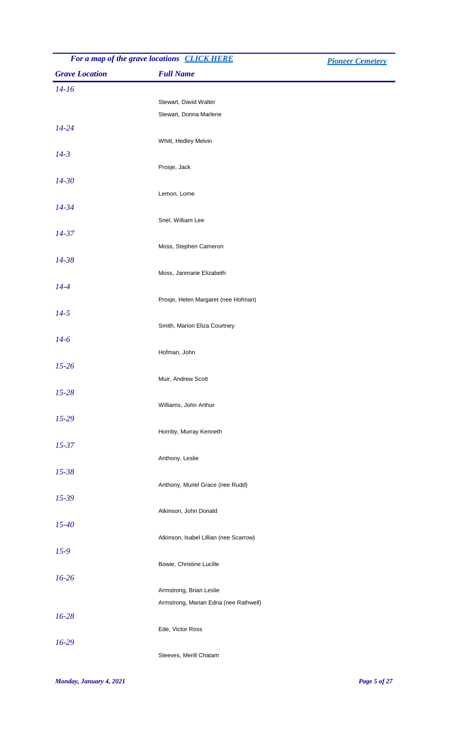*For a map of the grave locations* [*CLICK HERE*]() [*Pioneer Cemetery*]()

| *Grave Location* | *Full Name* |
| --- | --- |
| *14-16* | |
| | Stewart, David Walter |
| | Stewart, Donna Marlene |
| *14-24* | |
| | Whitt, Hedley Melvin |
| *14-3* | |
| | Prosje, Jack |
| *14-30* | |
| | Lemon, Lorne |
| *14-34* | |
| | Snel, William Lee |
| *14-37* | |
| | Moss, Stephen Cameron |
| *14-38* | |
| | Moss, Janmarie Elizabeth |
| *14-4* | |
| | Prosje, Helen Margaret (nee Hofman) |
| *14-5* | |
| | Smith, Marion Eliza Courtney |
| *14-6* | |
| | Hofman, John |
| *15-26* | |
| | Muir, Andrew Scott |
| *15-28* | |
| | Williams, John Arthur |
| *15-29* | |
| | Hornby, Murray Kenneth |
| *15-37* | |
| | Anthony, Leslie |
| *15-38* | |
| | Anthony, Muriel Grace (nee Rudd) |
| *15-39* | |
| | Atkinson, John Donald |
| *15-40* | |
| | Atkinson, Isabel Lillian (nee Scarrow) |
| *15-9* | |
| | Bowie, Christine Lucille |
| *16-26* | |
| | Armstrong, Brian Leslie |
| | Armstrong, Marian Edna (nee Rathwell) |
| *16-28* | |
| | Ede, Victor Ross |
| *16-29* | |
| | Steeves, Merill Chatam |

*Monday, January 4, 2021*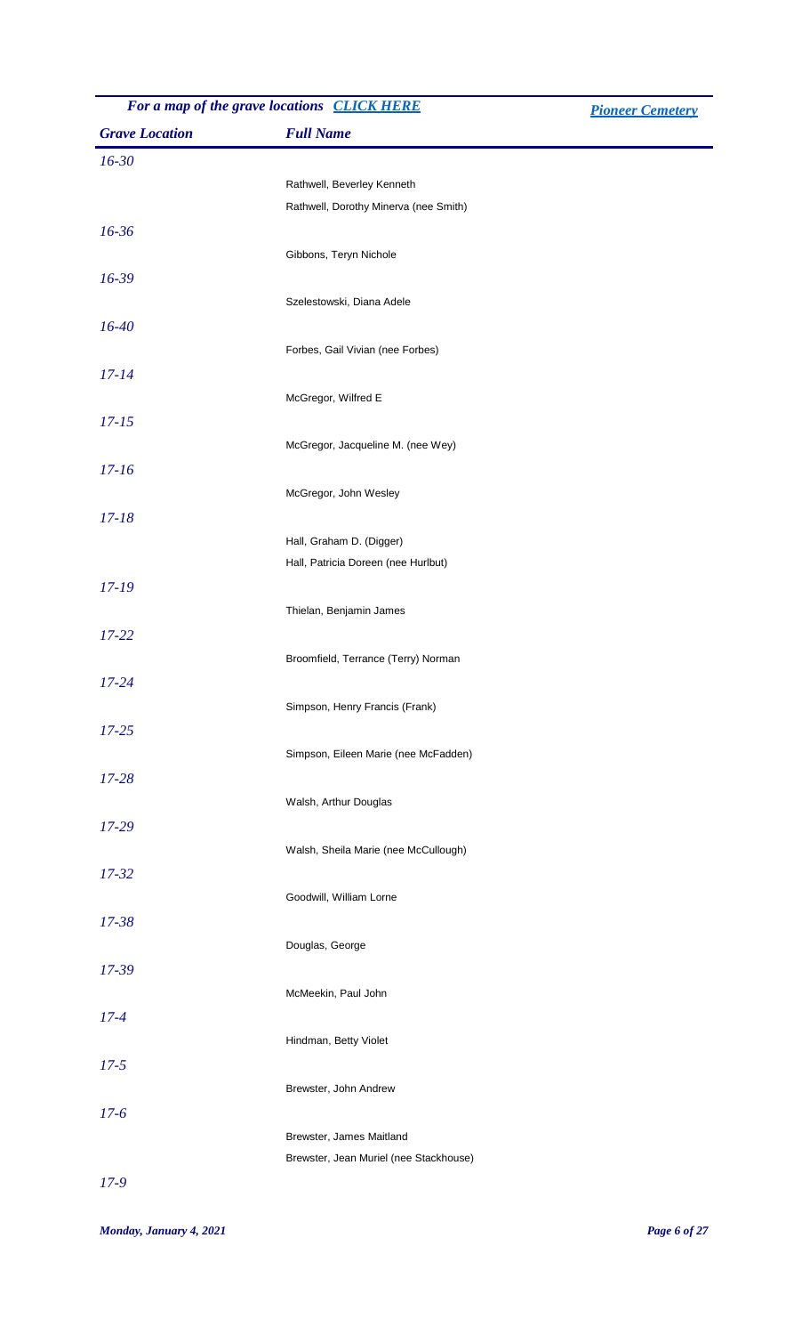*For a map of the grave locations* [*CLICK HERE*]() [*Pioneer Cemetery*]()

| Grave Location | Full Name |
|---|---|
| *16-30* | |
| | Rathwell, Beverley Kenneth |
| | Rathwell, Dorothy Minerva (nee Smith) |
| *16-36* | |
| | Gibbons, Teryn Nichole |
| *16-39* | |
| | Szelestowski, Diana Adele |
| *16-40* | |
| | Forbes, Gail Vivian (nee Forbes) |
| *17-14* | |
| | McGregor, Wilfred E |
| *17-15* | |
| | McGregor, Jacqueline M. (nee Wey) |
| *17-16* | |
| | McGregor, John Wesley |
| *17-18* | |
| | Hall, Graham D. (Digger) |
| | Hall, Patricia Doreen (nee Hurlbut) |
| *17-19* | |
| | Thielan, Benjamin James |
| *17-22* | |
| | Broomfield, Terrance (Terry) Norman |
| *17-24* | |
| | Simpson, Henry Francis (Frank) |
| *17-25* | |
| | Simpson, Eileen Marie (nee McFadden) |
| *17-28* | |
| | Walsh, Arthur Douglas |
| *17-29* | |
| | Walsh, Sheila Marie (nee McCullough) |
| *17-32* | |
| | Goodwill, William Lorne |
| *17-38* | |
| | Douglas, George |
| *17-39* | |
| | McMeekin, Paul John |
| *17-4* | |
| | Hindman, Betty Violet |
| *17-5* | |
| | Brewster, John Andrew |
| *17-6* | |
| | Brewster, James Maitland |
| | Brewster, Jean Muriel (nee Stackhouse) |
| *17-9* | |

*Monday, January 4, 2021*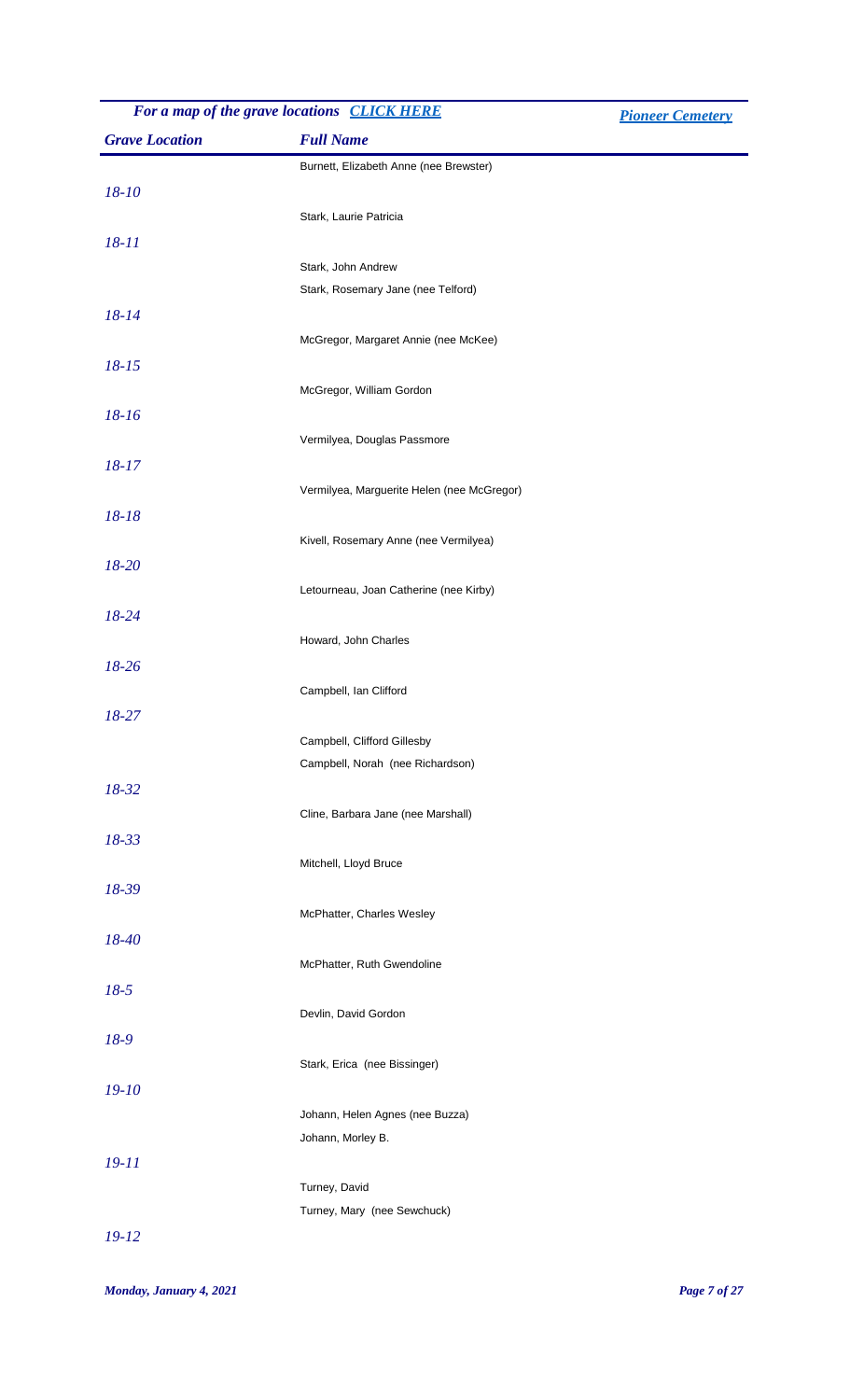*For a map of the grave locations* [*CLICK HERE*]()

[*Pioneer Cemetery*]()

| *Grave Location* | *Full Name* |
| --- | --- |
| | Burnett, Elizabeth Anne (nee Brewster) |
| *18-10* | |
| | Stark, Laurie Patricia |
| *18-11* | |
| | Stark, John Andrew |
| | Stark, Rosemary Jane (nee Telford) |
| *18-14* | |
| | McGregor, Margaret Annie (nee McKee) |
| *18-15* | |
| | McGregor, William Gordon |
| *18-16* | |
| | Vermilyea, Douglas Passmore |
| *18-17* | |
| | Vermilyea, Marguerite Helen (nee McGregor) |
| *18-18* | |
| | Kivell, Rosemary Anne (nee Vermilyea) |
| *18-20* | |
| | Letourneau, Joan Catherine (nee Kirby) |
| *18-24* | |
| | Howard, John Charles |
| *18-26* | |
| | Campbell, Ian Clifford |
| *18-27* | |
| | Campbell, Clifford Gillesby |
| | Campbell, Norah (nee Richardson) |
| *18-32* | |
| | Cline, Barbara Jane (nee Marshall) |
| *18-33* | |
| | Mitchell, Lloyd Bruce |
| *18-39* | |
| | McPhatter, Charles Wesley |
| *18-40* | |
| | McPhatter, Ruth Gwendoline |
| *18-5* | |
| | Devlin, David Gordon |
| *18-9* | |
| | Stark, Erica (nee Bissinger) |
| *19-10* | |
| | Johann, Helen Agnes (nee Buzza) |
| | Johann, Morley B. |
| *19-11* | |
| | Turney, David |
| | Turney, Mary (nee Sewchuck) |
| *19-12* | |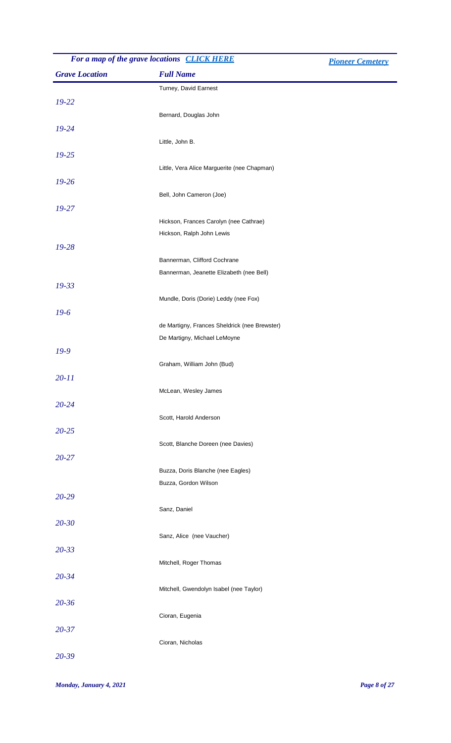*For a map of the grave locations* ***CLICK HERE***

***Pioneer Cemetery***

| Grave Location | Full Name |
|---|---|
| | Turney, David Earnest |
| *19-22* | |
| | Bernard, Douglas John |
| *19-24* | |
| | Little, John B. |
| *19-25* | |
| | Little, Vera Alice Marguerite (nee Chapman) |
| *19-26* | |
| | Bell, John Cameron (Joe) |
| *19-27* | |
| | Hickson, Frances Carolyn (nee Cathrae) |
| | Hickson, Ralph John Lewis |
| *19-28* | |
| | Bannerman, Clifford Cochrane |
| | Bannerman, Jeanette Elizabeth (nee Bell) |
| *19-33* | |
| | Mundle, Doris (Dorie) Leddy (nee Fox) |
| *19-6* | |
| | de Martigny, Frances Sheldrick (nee Brewster) |
| | De Martigny, Michael LeMoyne |
| *19-9* | |
| | Graham, William John (Bud) |
| *20-11* | |
| | McLean, Wesley James |
| *20-24* | |
| | Scott, Harold Anderson |
| *20-25* | |
| | Scott, Blanche Doreen (nee Davies) |
| *20-27* | |
| | Buzza, Doris Blanche (nee Eagles) |
| | Buzza, Gordon Wilson |
| *20-29* | |
| | Sanz, Daniel |
| *20-30* | |
| | Sanz, Alice (nee Vaucher) |
| *20-33* | |
| | Mitchell, Roger Thomas |
| *20-34* | |
| | Mitchell, Gwendolyn Isabel (nee Taylor) |
| *20-36* | |
| | Cioran, Eugenia |
| *20-37* | |
| | Cioran, Nicholas |
| *20-39* | |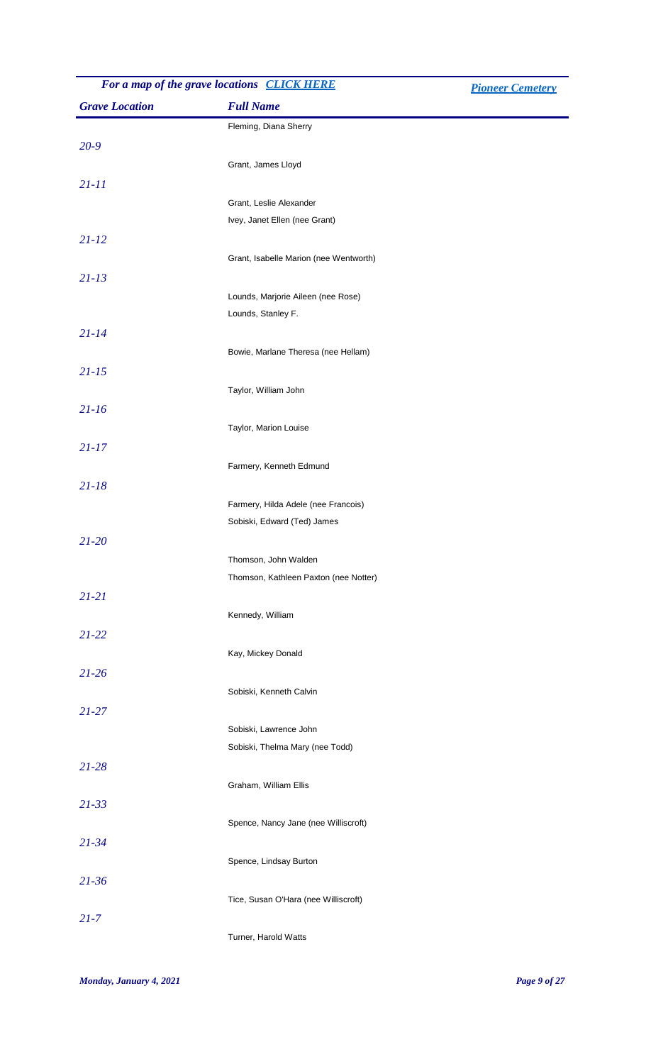*For a map of the grave locations* ***CLICK HERE*** ***Pioneer Cemetery***

| *Grave Location* | *Full Name* |
|---|---|
| | Fleming, Diana Sherry |
| *20-9* | |
| | Grant, James Lloyd |
| *21-11* | |
| | Grant, Leslie Alexander |
| | Ivey, Janet Ellen (nee Grant) |
| *21-12* | |
| | Grant, Isabelle Marion (nee Wentworth) |
| *21-13* | |
| | Lounds, Marjorie Aileen (nee Rose) |
| | Lounds, Stanley F. |
| *21-14* | |
| | Bowie, Marlane Theresa (nee Hellam) |
| *21-15* | |
| | Taylor, William John |
| *21-16* | |
| | Taylor, Marion Louise |
| *21-17* | |
| | Farmery, Kenneth Edmund |
| *21-18* | |
| | Farmery, Hilda Adele (nee Francois) |
| | Sobiski, Edward (Ted) James |
| *21-20* | |
| | Thomson, John Walden |
| | Thomson, Kathleen Paxton (nee Notter) |
| *21-21* | |
| | Kennedy, William |
| *21-22* | |
| | Kay, Mickey Donald |
| *21-26* | |
| | Sobiski, Kenneth Calvin |
| *21-27* | |
| | Sobiski, Lawrence John |
| | Sobiski, Thelma Mary (nee Todd) |
| *21-28* | |
| | Graham, William Ellis |
| *21-33* | |
| | Spence, Nancy Jane (nee Williscroft) |
| *21-34* | |
| | Spence, Lindsay Burton |
| *21-36* | |
| | Tice, Susan O'Hara (nee Williscroft) |
| *21-7* | |
| | Turner, Harold Watts |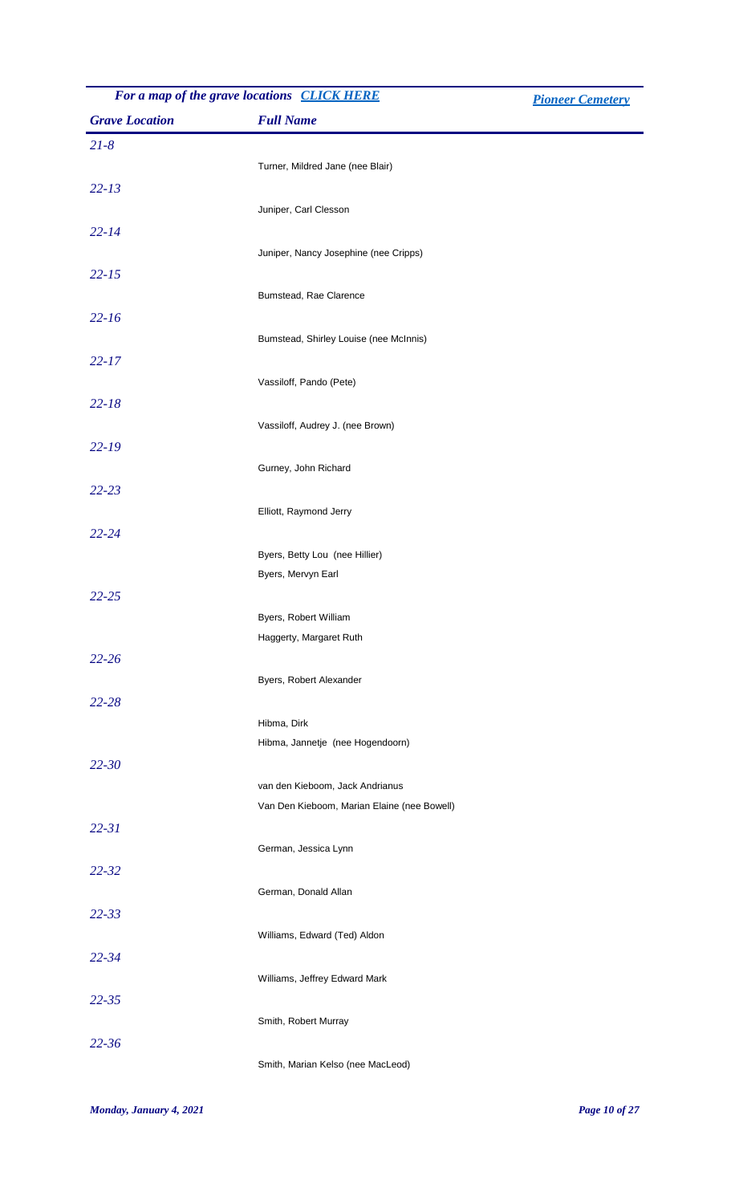*For a map of the grave locations [CLICK HERE]()* *[Pioneer Cemetery]()*

| *Grave Location* | *Full Name* |
| --- | --- |
| *21-8* | |
| | Turner, Mildred Jane (nee Blair) |
| *22-13* | |
| | Juniper, Carl Clesson |
| *22-14* | |
| | Juniper, Nancy Josephine (nee Cripps) |
| *22-15* | |
| | Bumstead, Rae Clarence |
| *22-16* | |
| | Bumstead, Shirley Louise (nee McInnis) |
| *22-17* | |
| | Vassiloff, Pando (Pete) |
| *22-18* | |
| | Vassiloff, Audrey J. (nee Brown) |
| *22-19* | |
| | Gurney, John Richard |
| *22-23* | |
| | Elliott, Raymond Jerry |
| *22-24* | |
| | Byers, Betty Lou (nee Hillier) |
| | Byers, Mervyn Earl |
| *22-25* | |
| | Byers, Robert William |
| | Haggerty, Margaret Ruth |
| *22-26* | |
| | Byers, Robert Alexander |
| *22-28* | |
| | Hibma, Dirk |
| | Hibma, Jannetje (nee Hogendoorn) |
| *22-30* | |
| | van den Kieboom, Jack Andrianus |
| | Van Den Kieboom, Marian Elaine (nee Bowell) |
| *22-31* | |
| | German, Jessica Lynn |
| *22-32* | |
| | German, Donald Allan |
| *22-33* | |
| | Williams, Edward (Ted) Aldon |
| *22-34* | |
| | Williams, Jeffrey Edward Mark |
| *22-35* | |
| | Smith, Robert Murray |
| *22-36* | |
| | Smith, Marian Kelso (nee MacLeod) |

*Monday, January 4, 2021*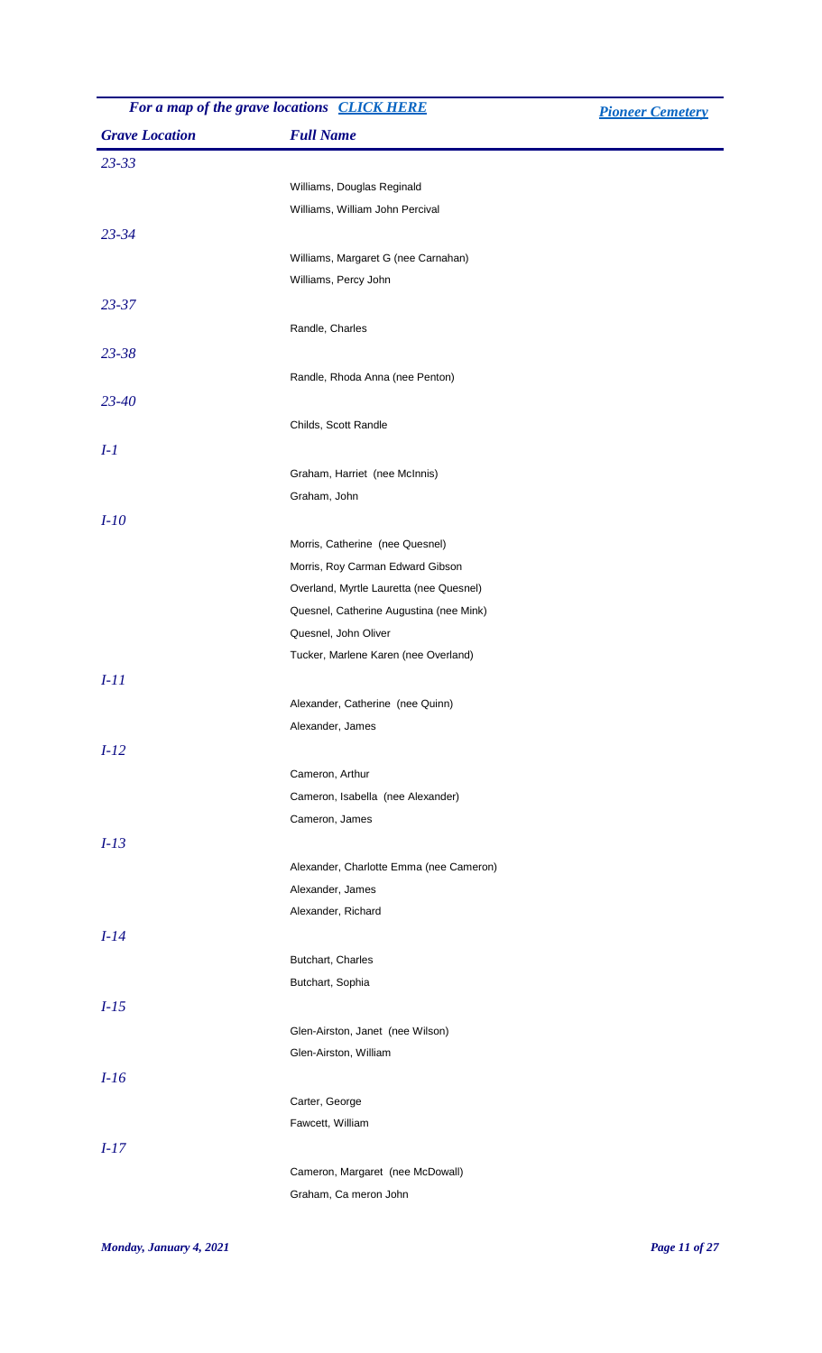For a map of the grave locations [CLICK HERE]

[Pioneer Cemetery]

| Grave Location | Full Name |
| --- | --- |
| *23-33* | |
| | Williams, Douglas Reginald |
| | Williams, William John Percival |
| *23-34* | |
| | Williams, Margaret G (nee Carnahan) |
| | Williams, Percy John |
| *23-37* | |
| | Randle, Charles |
| *23-38* | |
| | Randle, Rhoda Anna (nee Penton) |
| *23-40* | |
| | Childs, Scott Randle |
| *I-1* | |
| | Graham, Harriet (nee McInnis) |
| | Graham, John |
| *I-10* | |
| | Morris, Catherine (nee Quesnel) |
| | Morris, Roy Carman Edward Gibson |
| | Overland, Myrtle Lauretta (nee Quesnel) |
| | Quesnel, Catherine Augustina (nee Mink) |
| | Quesnel, John Oliver |
| | Tucker, Marlene Karen (nee Overland) |
| *I-11* | |
| | Alexander, Catherine (nee Quinn) |
| | Alexander, James |
| *I-12* | |
| | Cameron, Arthur |
| | Cameron, Isabella (nee Alexander) |
| | Cameron, James |
| *I-13* | |
| | Alexander, Charlotte Emma (nee Cameron) |
| | Alexander, James |
| | Alexander, Richard |
| *I-14* | |
| | Butchart, Charles |
| | Butchart, Sophia |
| *I-15* | |
| | Glen-Airston, Janet (nee Wilson) |
| | Glen-Airston, William |
| *I-16* | |
| | Carter, George |
| | Fawcett, William |
| *I-17* | |
| | Cameron, Margaret (nee McDowall) |
| | Graham, Ca meron John |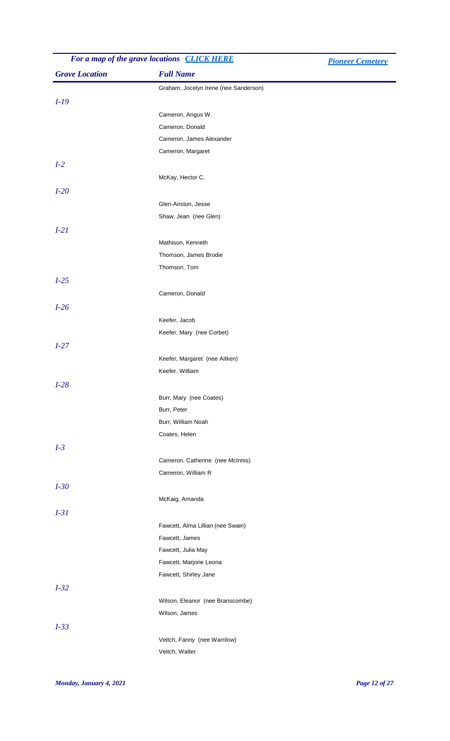*For a map of the grave locations [CLICK HERE]* — *[Pioneer Cemetery]*

| Grave Location | Full Name |
| --- | --- |
| | Graham, Jocelyn Irene (nee Sanderson) |
| *I-19* | |
| | Cameron, Angus W. |
| | Cameron, Donald |
| | Cameron, James Alexander |
| | Cameron, Margaret |
| *I-2* | |
| | McKay, Hector C. |
| *I-20* | |
| | Glen-Airston, Jesse |
| | Shaw, Jean (nee Glen) |
| *I-21* | |
| | Mathison, Kenneth |
| | Thomson, James Brodie |
| | Thomson, Tom |
| *I-25* | |
| | Cameron, Donald |
| *I-26* | |
| | Keefer, Jacob |
| | Keefer, Mary (nee Corbet) |
| *I-27* | |
| | Keefer, Margaret (nee Aitken) |
| | Keefer, William |
| *I-28* | |
| | Burr, Mary (nee Coates) |
| | Burr, Peter |
| | Burr, William Noah |
| | Coates, Helen |
| *I-3* | |
| | Cameron, Catherine (nee McInnis) |
| | Cameron, William R |
| *I-30* | |
| | McKaig, Amanda |
| *I-31* | |
| | Fawcett, Alma Lillian (nee Swain) |
| | Fawcett, James |
| | Fawcett, Julia May |
| | Fawcett, Marjorie Leona |
| | Fawcett, Shirley Jane |
| *I-32* | |
| | Wilson, Eleanor (nee Branscombe) |
| | Wilson, James |
| *I-33* | |
| | Veitch, Fanny (nee Warrilow) |
| | Veitch, Walter |

*Monday, January 4, 2021*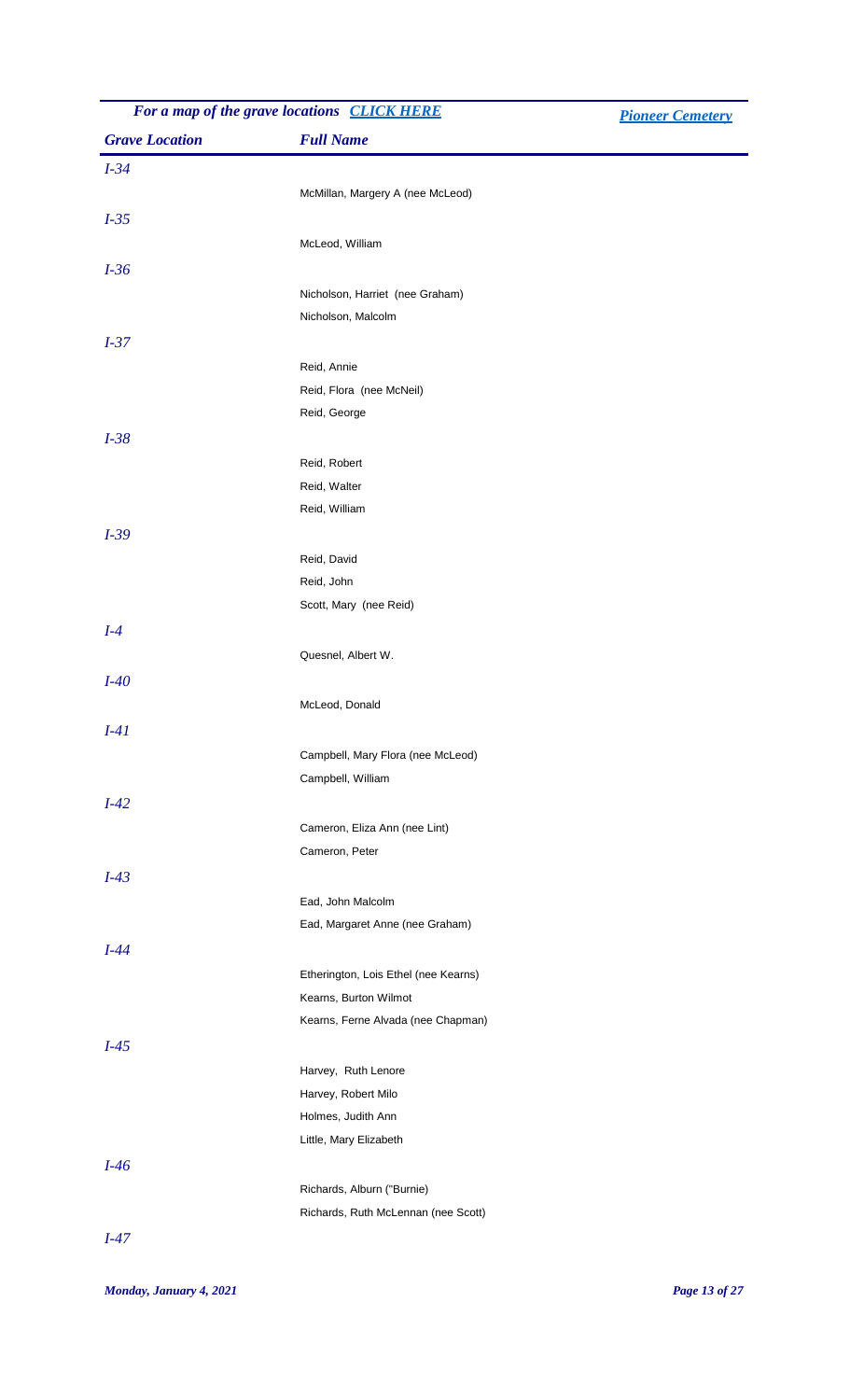*For a map of the grave locations* [*CLICK HERE*]() [*Pioneer Cemetery*]()

| *Grave Location* | *Full Name* |
|---|---|
| *I-34* | |
| | McMillan, Margery A (nee McLeod) |
| *I-35* | |
| | McLeod, William |
| *I-36* | |
| | Nicholson, Harriet (nee Graham) |
| | Nicholson, Malcolm |
| *I-37* | |
| | Reid, Annie |
| | Reid, Flora (nee McNeil) |
| | Reid, George |
| *I-38* | |
| | Reid, Robert |
| | Reid, Walter |
| | Reid, William |
| *I-39* | |
| | Reid, David |
| | Reid, John |
| | Scott, Mary (nee Reid) |
| *I-4* | |
| | Quesnel, Albert W. |
| *I-40* | |
| | McLeod, Donald |
| *I-41* | |
| | Campbell, Mary Flora (nee McLeod) |
| | Campbell, William |
| *I-42* | |
| | Cameron, Eliza Ann (nee Lint) |
| | Cameron, Peter |
| *I-43* | |
| | Ead, John Malcolm |
| | Ead, Margaret Anne (nee Graham) |
| *I-44* | |
| | Etherington, Lois Ethel (nee Kearns) |
| | Kearns, Burton Wilmot |
| | Kearns, Ferne Alvada (nee Chapman) |
| *I-45* | |
| | Harvey, Ruth Lenore |
| | Harvey, Robert Milo |
| | Holmes, Judith Ann |
| | Little, Mary Elizabeth |
| *I-46* | |
| | Richards, Alburn ("Burnie) |
| | Richards, Ruth McLennan (nee Scott) |
| *I-47* | |

*Monday, January 4, 2021*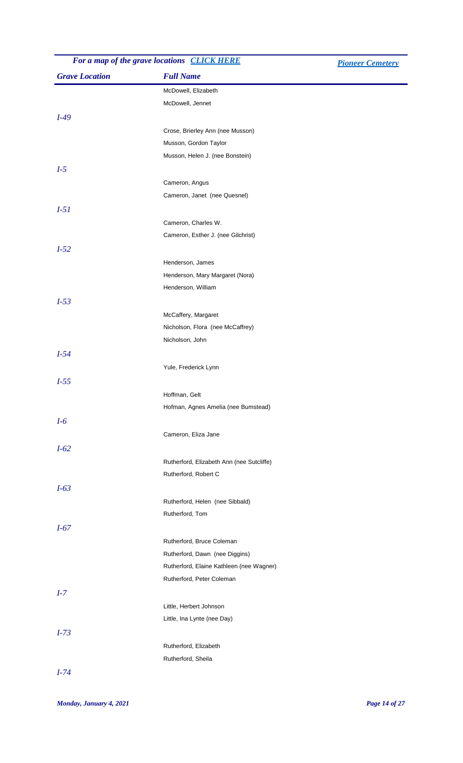*For a map of the grave locations [CLICK HERE]* *[Pioneer Cemetery]*

| Grave Location | Full Name |
|---|---|
| | McDowell, Elizabeth |
| | McDowell, Jennet |
| *I-49* | |
| | Crose, Brierley Ann (nee Musson) |
| | Musson, Gordon Taylor |
| | Musson, Helen J. (nee Bonstein) |
| *I-5* | |
| | Cameron, Angus |
| | Cameron, Janet (nee Quesnel) |
| *I-51* | |
| | Cameron, Charles W. |
| | Cameron, Esther J. (nee Gilchrist) |
| *I-52* | |
| | Henderson, James |
| | Henderson, Mary Margaret (Nora) |
| | Henderson, William |
| *I-53* | |
| | McCaffery, Margaret |
| | Nicholson, Flora (nee McCaffrey) |
| | Nicholson, John |
| *I-54* | |
| | Yule, Frederick Lynn |
| *I-55* | |
| | Hoffman, Gelt |
| | Hofman, Agnes Amelia (nee Bumstead) |
| *I-6* | |
| | Cameron, Eliza Jane |
| *I-62* | |
| | Rutherford, Elizabeth Ann (nee Sutcliffe) |
| | Rutherford, Robert C |
| *I-63* | |
| | Rutherford, Helen (nee Sibbald) |
| | Rutherford, Tom |
| *I-67* | |
| | Rutherford, Bruce Coleman |
| | Rutherford, Dawn (nee Diggins) |
| | Rutherford, Elaine Kathleen (nee Wagner) |
| | Rutherford, Peter Coleman |
| *I-7* | |
| | Little, Herbert Johnson |
| | Little, Ina Lynte (nee Day) |
| *I-73* | |
| | Rutherford, Elizabeth |
| | Rutherford, Sheila |
| *I-74* | |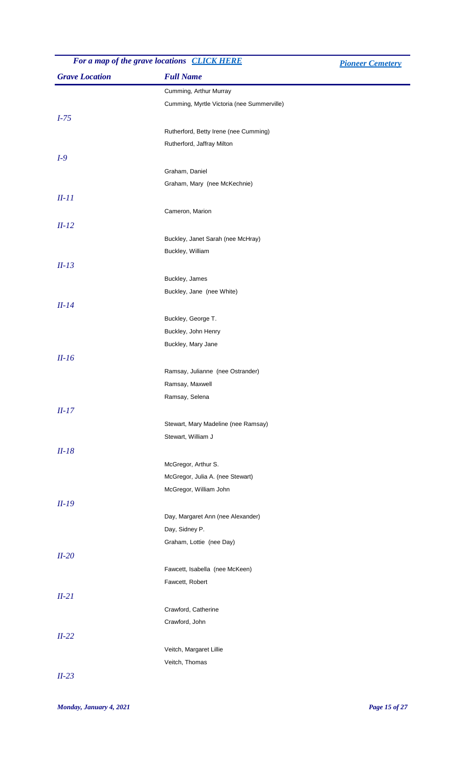*For a map of the grave locations* [*CLICK HERE*] [*Pioneer Cemetery*]

| Grave Location | Full Name |
|---|---|
| | Cumming, Arthur Murray |
| | Cumming, Myrtle Victoria (nee Summerville) |
| *I-75* | |
| | Rutherford, Betty Irene (nee Cumming) |
| | Rutherford, Jaffray Milton |
| *I-9* | |
| | Graham, Daniel |
| | Graham, Mary (nee McKechnie) |
| *II-11* | |
| | Cameron, Marion |
| *II-12* | |
| | Buckley, Janet Sarah (nee McHray) |
| | Buckley, William |
| *II-13* | |
| | Buckley, James |
| | Buckley, Jane (nee White) |
| *II-14* | |
| | Buckley, George T. |
| | Buckley, John Henry |
| | Buckley, Mary Jane |
| *II-16* | |
| | Ramsay, Julianne (nee Ostrander) |
| | Ramsay, Maxwell |
| | Ramsay, Selena |
| *II-17* | |
| | Stewart, Mary Madeline (nee Ramsay) |
| | Stewart, William J |
| *II-18* | |
| | McGregor, Arthur S. |
| | McGregor, Julia A. (nee Stewart) |
| | McGregor, William John |
| *II-19* | |
| | Day, Margaret Ann (nee Alexander) |
| | Day, Sidney P. |
| | Graham, Lottie (nee Day) |
| *II-20* | |
| | Fawcett, Isabella (nee McKeen) |
| | Fawcett, Robert |
| *II-21* | |
| | Crawford, Catherine |
| | Crawford, John |
| *II-22* | |
| | Veitch, Margaret Lillie |
| | Veitch, Thomas |
| *II-23* | |

*Monday, January 4, 2021*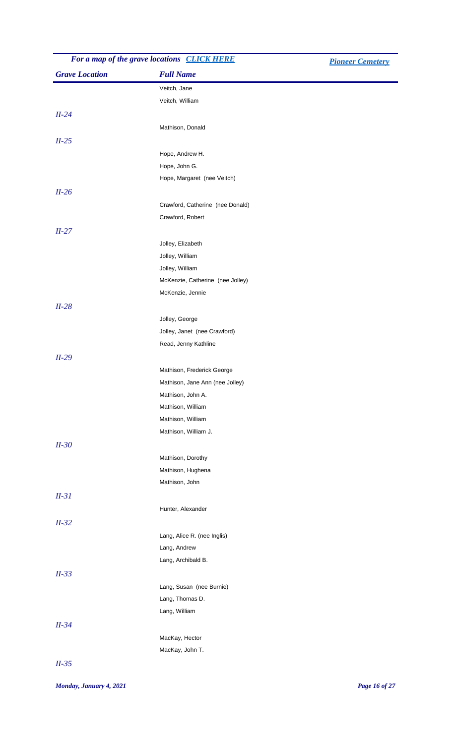*For a map of the grave locations* [CLICK HERE]

[Pioneer Cemetery]

| Grave Location | Full Name |
| --- | --- |
| | Veitch, Jane |
| | Veitch, William |
| *II-24* | |
| | Mathison, Donald |
| *II-25* | |
| | Hope, Andrew H. |
| | Hope, John G. |
| | Hope, Margaret (nee Veitch) |
| *II-26* | |
| | Crawford, Catherine (nee Donald) |
| | Crawford, Robert |
| *II-27* | |
| | Jolley, Elizabeth |
| | Jolley, William |
| | Jolley, William |
| | McKenzie, Catherine (nee Jolley) |
| | McKenzie, Jennie |
| *II-28* | |
| | Jolley, George |
| | Jolley, Janet (nee Crawford) |
| | Read, Jenny Kathline |
| *II-29* | |
| | Mathison, Frederick George |
| | Mathison, Jane Ann (nee Jolley) |
| | Mathison, John A. |
| | Mathison, William |
| | Mathison, William |
| | Mathison, William J. |
| *II-30* | |
| | Mathison, Dorothy |
| | Mathison, Hughena |
| | Mathison, John |
| *II-31* | |
| | Hunter, Alexander |
| *II-32* | |
| | Lang, Alice R. (nee Inglis) |
| | Lang, Andrew |
| | Lang, Archibald B. |
| *II-33* | |
| | Lang, Susan (nee Burnie) |
| | Lang, Thomas D. |
| | Lang, William |
| *II-34* | |
| | MacKay, Hector |
| | MacKay, John T. |
| *II-35* | |

*Monday, January 4, 2021*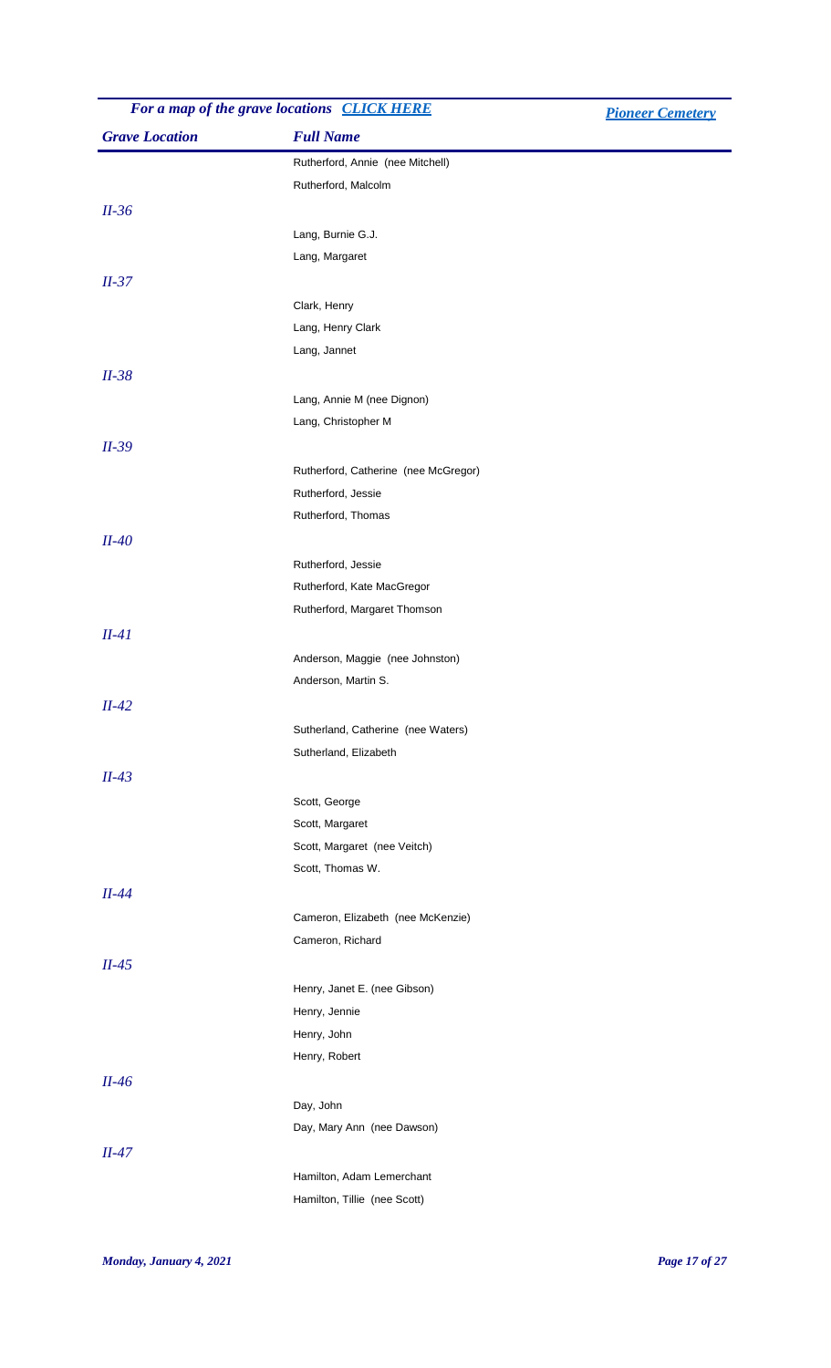*For a map of the grave locations [CLICK HERE]* [*Pioneer Cemetery*]

| Grave Location | Full Name |
|---|---|
| | Rutherford, Annie (nee Mitchell) |
| | Rutherford, Malcolm |
| *II-36* | |
| | Lang, Burnie G.J. |
| | Lang, Margaret |
| *II-37* | |
| | Clark, Henry |
| | Lang, Henry Clark |
| | Lang, Jannet |
| *II-38* | |
| | Lang, Annie M (nee Dignon) |
| | Lang, Christopher M |
| *II-39* | |
| | Rutherford, Catherine (nee McGregor) |
| | Rutherford, Jessie |
| | Rutherford, Thomas |
| *II-40* | |
| | Rutherford, Jessie |
| | Rutherford, Kate MacGregor |
| | Rutherford, Margaret Thomson |
| *II-41* | |
| | Anderson, Maggie (nee Johnston) |
| | Anderson, Martin S. |
| *II-42* | |
| | Sutherland, Catherine (nee Waters) |
| | Sutherland, Elizabeth |
| *II-43* | |
| | Scott, George |
| | Scott, Margaret |
| | Scott, Margaret (nee Veitch) |
| | Scott, Thomas W. |
| *II-44* | |
| | Cameron, Elizabeth (nee McKenzie) |
| | Cameron, Richard |
| *II-45* | |
| | Henry, Janet E. (nee Gibson) |
| | Henry, Jennie |
| | Henry, John |
| | Henry, Robert |
| *II-46* | |
| | Day, John |
| | Day, Mary Ann (nee Dawson) |
| *II-47* | |
| | Hamilton, Adam Lemerchant |
| | Hamilton, Tillie (nee Scott) |

*Monday, January 4, 2021*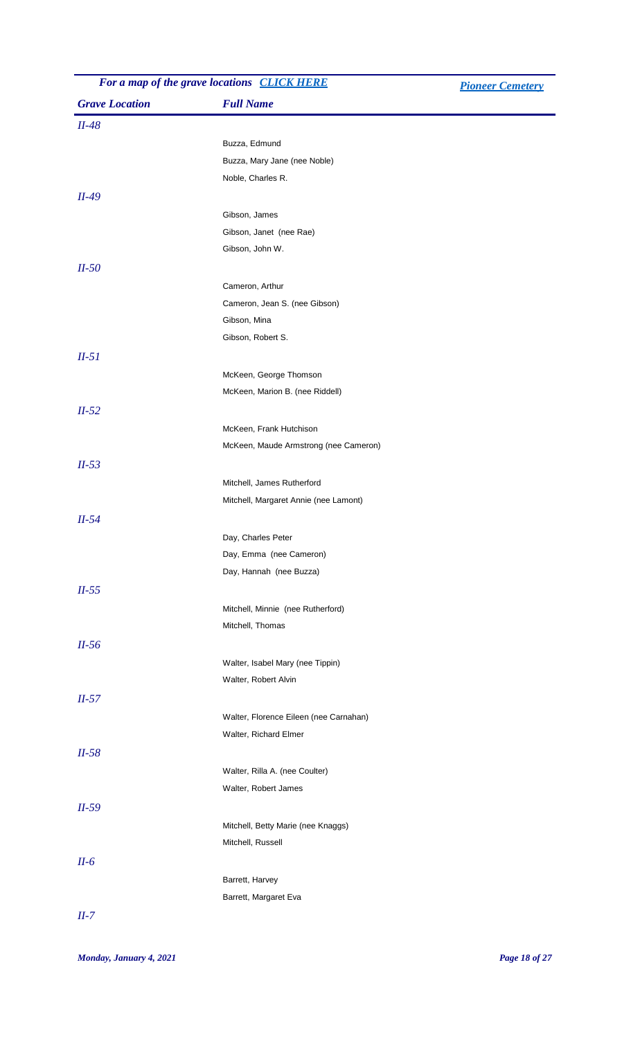*For a map of the grave locations [CLICK HERE]* &nbsp;&nbsp;&nbsp; *[Pioneer Cemetery]*

| Grave Location | Full Name |
|---|---|
| *II-48* | |
| | Buzza, Edmund |
| | Buzza, Mary Jane (nee Noble) |
| | Noble, Charles R. |
| *II-49* | |
| | Gibson, James |
| | Gibson, Janet (nee Rae) |
| | Gibson, John W. |
| *II-50* | |
| | Cameron, Arthur |
| | Cameron, Jean S. (nee Gibson) |
| | Gibson, Mina |
| | Gibson, Robert S. |
| *II-51* | |
| | McKeen, George Thomson |
| | McKeen, Marion B. (nee Riddell) |
| *II-52* | |
| | McKeen, Frank Hutchison |
| | McKeen, Maude Armstrong (nee Cameron) |
| *II-53* | |
| | Mitchell, James Rutherford |
| | Mitchell, Margaret Annie (nee Lamont) |
| *II-54* | |
| | Day, Charles Peter |
| | Day, Emma (nee Cameron) |
| | Day, Hannah (nee Buzza) |
| *II-55* | |
| | Mitchell, Minnie (nee Rutherford) |
| | Mitchell, Thomas |
| *II-56* | |
| | Walter, Isabel Mary (nee Tippin) |
| | Walter, Robert Alvin |
| *II-57* | |
| | Walter, Florence Eileen (nee Carnahan) |
| | Walter, Richard Elmer |
| *II-58* | |
| | Walter, Rilla A. (nee Coulter) |
| | Walter, Robert James |
| *II-59* | |
| | Mitchell, Betty Marie (nee Knaggs) |
| | Mitchell, Russell |
| *II-6* | |
| | Barrett, Harvey |
| | Barrett, Margaret Eva |
| *II-7* | |

*Monday, January 4, 2021*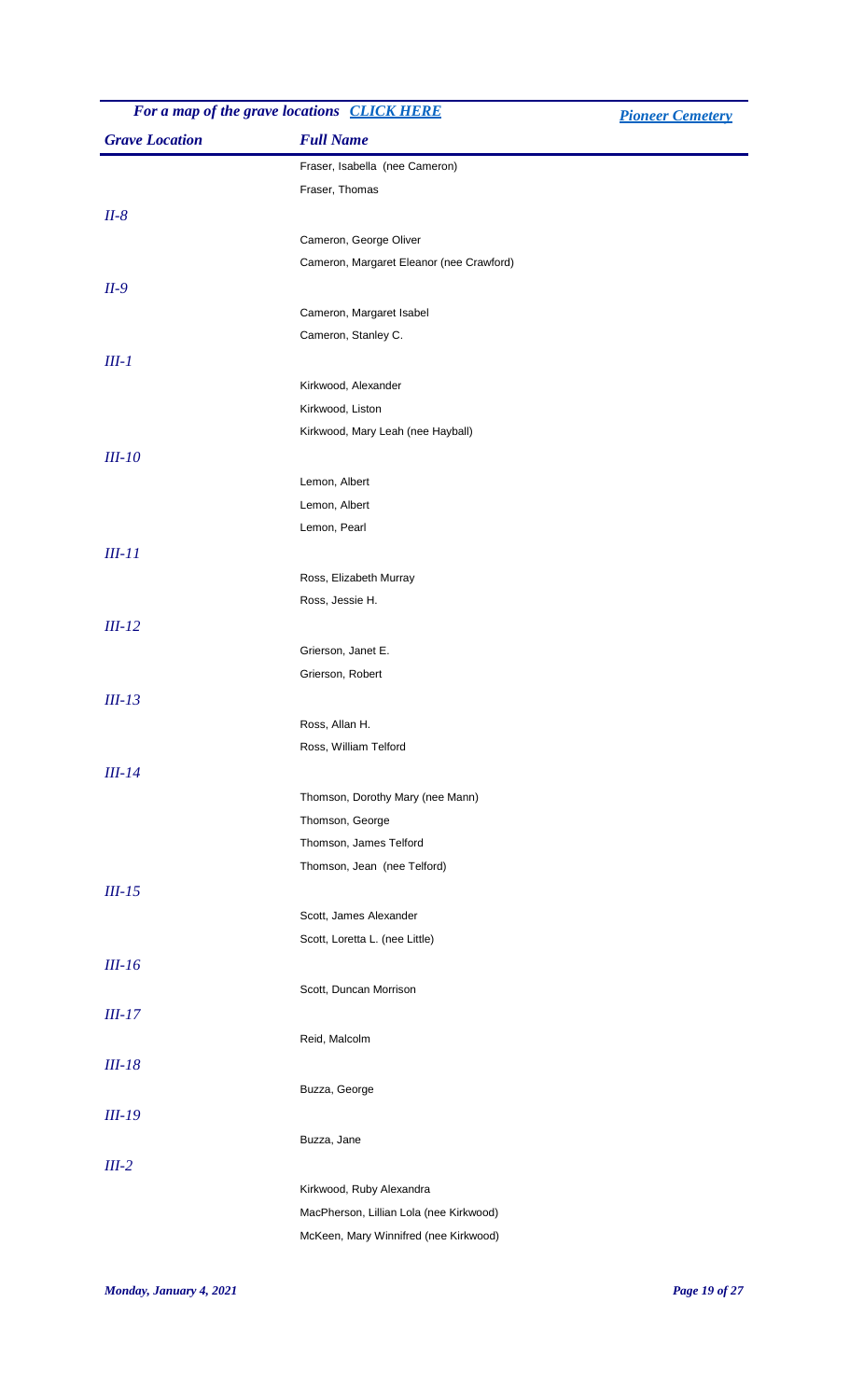*For a map of the grave locations* [*CLICK HERE*]() [*Pioneer Cemetery*]()

| *Grave Location* | *Full Name* |
| --- | --- |
| | Fraser, Isabella (nee Cameron) |
| | Fraser, Thomas |
| *II-8* | |
| | Cameron, George Oliver |
| | Cameron, Margaret Eleanor (nee Crawford) |
| *II-9* | |
| | Cameron, Margaret Isabel |
| | Cameron, Stanley C. |
| *III-1* | |
| | Kirkwood, Alexander |
| | Kirkwood, Liston |
| | Kirkwood, Mary Leah (nee Hayball) |
| *III-10* | |
| | Lemon, Albert |
| | Lemon, Albert |
| | Lemon, Pearl |
| *III-11* | |
| | Ross, Elizabeth Murray |
| | Ross, Jessie H. |
| *III-12* | |
| | Grierson, Janet E. |
| | Grierson, Robert |
| *III-13* | |
| | Ross, Allan H. |
| | Ross, William Telford |
| *III-14* | |
| | Thomson, Dorothy Mary (nee Mann) |
| | Thomson, George |
| | Thomson, James Telford |
| | Thomson, Jean (nee Telford) |
| *III-15* | |
| | Scott, James Alexander |
| | Scott, Loretta L. (nee Little) |
| *III-16* | |
| | Scott, Duncan Morrison |
| *III-17* | |
| | Reid, Malcolm |
| *III-18* | |
| | Buzza, George |
| *III-19* | |
| | Buzza, Jane |
| *III-2* | |
| | Kirkwood, Ruby Alexandra |
| | MacPherson, Lillian Lola (nee Kirkwood) |
| | McKeen, Mary Winnifred (nee Kirkwood) |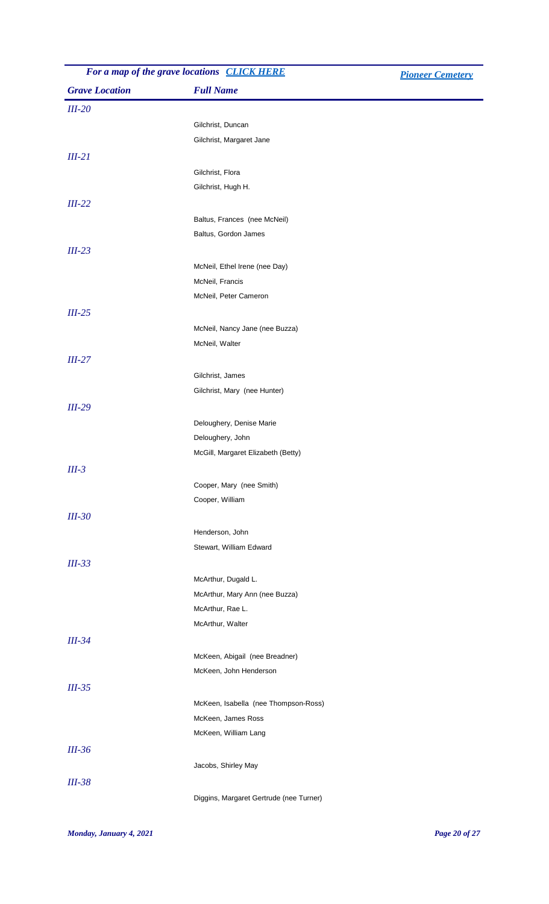*For a map of the grave locations [CLICK HERE]*

*[Pioneer Cemetery]*

| Grave Location | Full Name |
|---|---|
| *III-20* | |
| | Gilchrist, Duncan |
| | Gilchrist, Margaret Jane |
| *III-21* | |
| | Gilchrist, Flora |
| | Gilchrist, Hugh H. |
| *III-22* | |
| | Baltus, Frances (nee McNeil) |
| | Baltus, Gordon James |
| *III-23* | |
| | McNeil, Ethel Irene (nee Day) |
| | McNeil, Francis |
| | McNeil, Peter Cameron |
| *III-25* | |
| | McNeil, Nancy Jane (nee Buzza) |
| | McNeil, Walter |
| *III-27* | |
| | Gilchrist, James |
| | Gilchrist, Mary (nee Hunter) |
| *III-29* | |
| | Deloughery, Denise Marie |
| | Deloughery, John |
| | McGill, Margaret Elizabeth (Betty) |
| *III-3* | |
| | Cooper, Mary (nee Smith) |
| | Cooper, William |
| *III-30* | |
| | Henderson, John |
| | Stewart, William Edward |
| *III-33* | |
| | McArthur, Dugald L. |
| | McArthur, Mary Ann (nee Buzza) |
| | McArthur, Rae L. |
| | McArthur, Walter |
| *III-34* | |
| | McKeen, Abigail (nee Breadner) |
| | McKeen, John Henderson |
| *III-35* | |
| | McKeen, Isabella (nee Thompson-Ross) |
| | McKeen, James Ross |
| | McKeen, William Lang |
| *III-36* | |
| | Jacobs, Shirley May |
| *III-38* | |
| | Diggins, Margaret Gertrude (nee Turner) |

*Monday, January 4, 2021*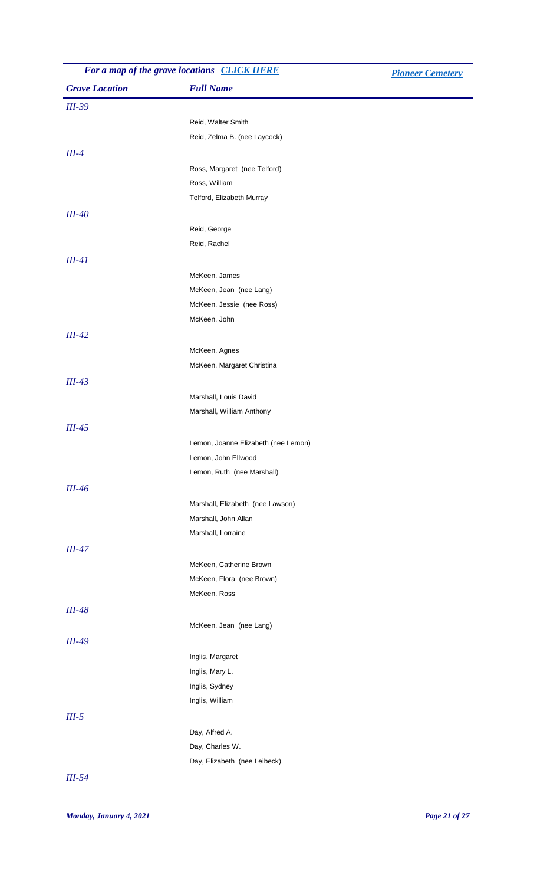*For a map of the grave locations [CLICK HERE]()* *[Pioneer Cemetery]()*

| Grave Location | Full Name |
|---|---|
| *III-39* | |
| | Reid, Walter Smith |
| | Reid, Zelma B. (nee Laycock) |
| *III-4* | |
| | Ross, Margaret (nee Telford) |
| | Ross, William |
| | Telford, Elizabeth Murray |
| *III-40* | |
| | Reid, George |
| | Reid, Rachel |
| *III-41* | |
| | McKeen, James |
| | McKeen, Jean (nee Lang) |
| | McKeen, Jessie (nee Ross) |
| | McKeen, John |
| *III-42* | |
| | McKeen, Agnes |
| | McKeen, Margaret Christina |
| *III-43* | |
| | Marshall, Louis David |
| | Marshall, William Anthony |
| *III-45* | |
| | Lemon, Joanne Elizabeth (nee Lemon) |
| | Lemon, John Ellwood |
| | Lemon, Ruth (nee Marshall) |
| *III-46* | |
| | Marshall, Elizabeth (nee Lawson) |
| | Marshall, John Allan |
| | Marshall, Lorraine |
| *III-47* | |
| | McKeen, Catherine Brown |
| | McKeen, Flora (nee Brown) |
| | McKeen, Ross |
| *III-48* | |
| | McKeen, Jean (nee Lang) |
| *III-49* | |
| | Inglis, Margaret |
| | Inglis, Mary L. |
| | Inglis, Sydney |
| | Inglis, William |
| *III-5* | |
| | Day, Alfred A. |
| | Day, Charles W. |
| | Day, Elizabeth (nee Leibeck) |
| *III-54* | |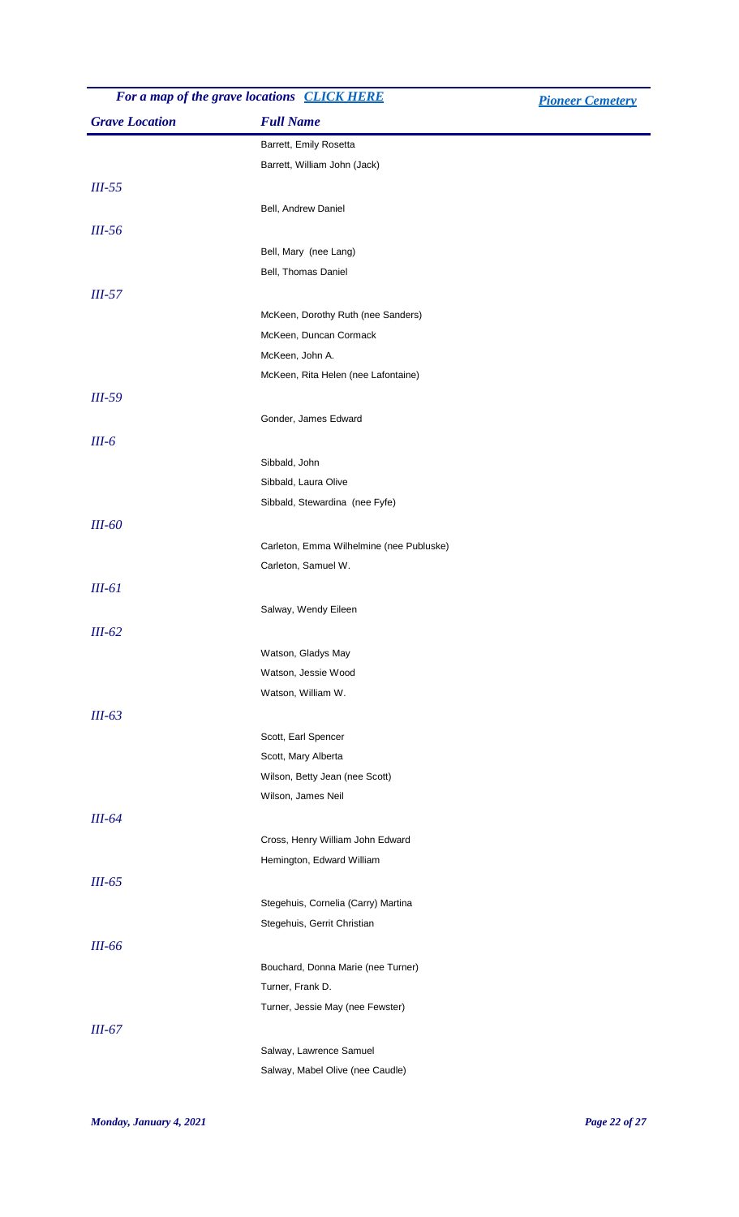*For a map of the grave locations* [*CLICK HERE*] [*Pioneer Cemetery*]

| Grave Location | Full Name |
| --- | --- |
| | Barrett, Emily Rosetta |
| | Barrett, William John (Jack) |
| *III-55* | |
| | Bell, Andrew Daniel |
| *III-56* | |
| | Bell, Mary (nee Lang) |
| | Bell, Thomas Daniel |
| *III-57* | |
| | McKeen, Dorothy Ruth (nee Sanders) |
| | McKeen, Duncan Cormack |
| | McKeen, John A. |
| | McKeen, Rita Helen (nee Lafontaine) |
| *III-59* | |
| | Gonder, James Edward |
| *III-6* | |
| | Sibbald, John |
| | Sibbald, Laura Olive |
| | Sibbald, Stewardina (nee Fyfe) |
| *III-60* | |
| | Carleton, Emma Wilhelmine (nee Publuske) |
| | Carleton, Samuel W. |
| *III-61* | |
| | Salway, Wendy Eileen |
| *III-62* | |
| | Watson, Gladys May |
| | Watson, Jessie Wood |
| | Watson, William W. |
| *III-63* | |
| | Scott, Earl Spencer |
| | Scott, Mary Alberta |
| | Wilson, Betty Jean (nee Scott) |
| | Wilson, James Neil |
| *III-64* | |
| | Cross, Henry William John Edward |
| | Hemington, Edward William |
| *III-65* | |
| | Stegehuis, Cornelia (Carry) Martina |
| | Stegehuis, Gerrit Christian |
| *III-66* | |
| | Bouchard, Donna Marie (nee Turner) |
| | Turner, Frank D. |
| | Turner, Jessie May (nee Fewster) |
| *III-67* | |
| | Salway, Lawrence Samuel |
| | Salway, Mabel Olive (nee Caudle) |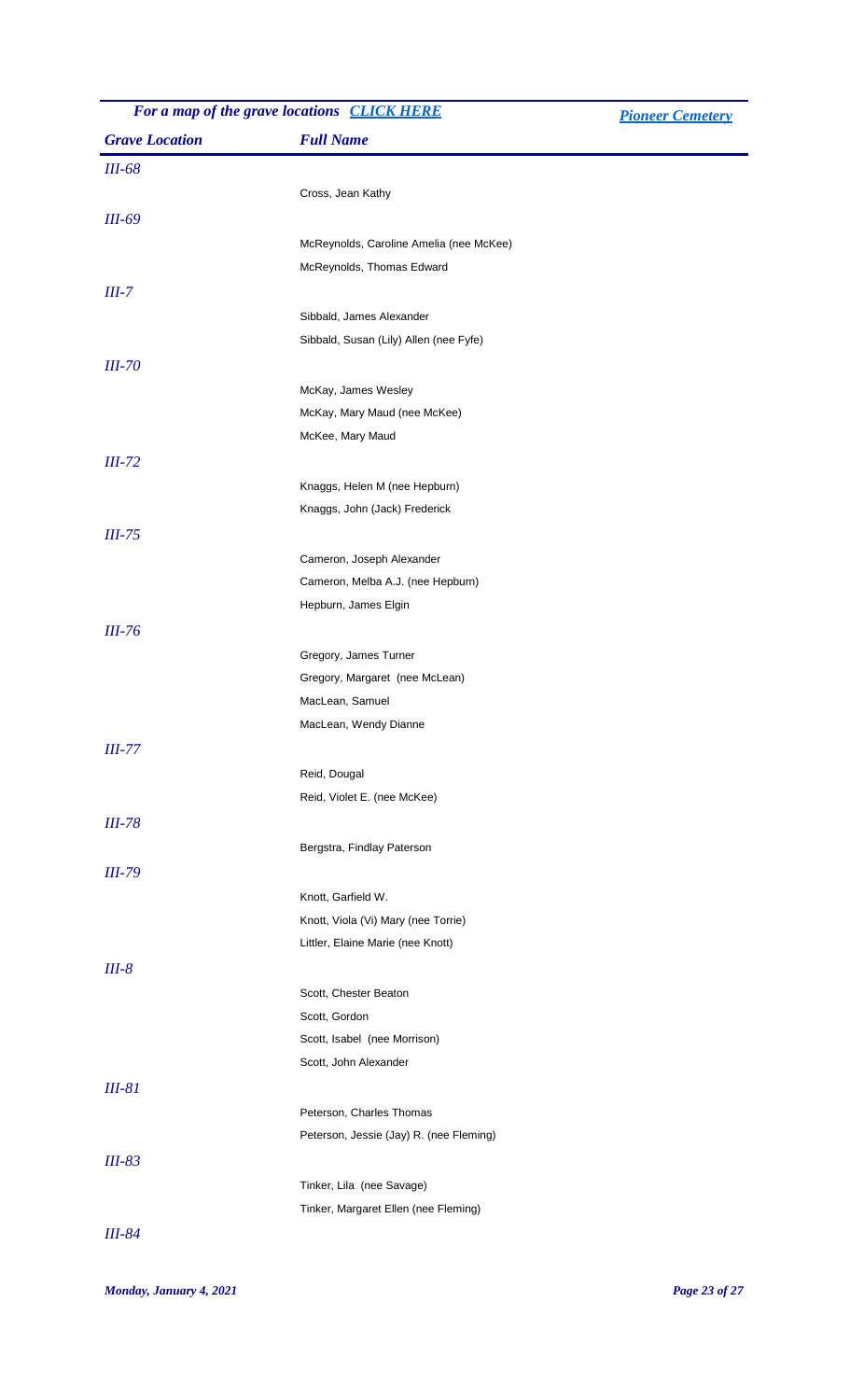| Grave Location | Full Name |
|---|---|
| *III-68* | |
| | Cross, Jean Kathy |
| *III-69* | |
| | McReynolds, Caroline Amelia (nee McKee) |
| | McReynolds, Thomas Edward |
| *III-7* | |
| | Sibbald, James Alexander |
| | Sibbald, Susan (Lily) Allen (nee Fyfe) |
| *III-70* | |
| | McKay, James Wesley |
| | McKay, Mary Maud (nee McKee) |
| | McKee, Mary Maud |
| *III-72* | |
| | Knaggs, Helen M (nee Hepburn) |
| | Knaggs, John (Jack) Frederick |
| *III-75* | |
| | Cameron, Joseph Alexander |
| | Cameron, Melba A.J. (nee Hepburn) |
| | Hepburn, James Elgin |
| *III-76* | |
| | Gregory, James Turner |
| | Gregory, Margaret (nee McLean) |
| | MacLean, Samuel |
| | MacLean, Wendy Dianne |
| *III-77* | |
| | Reid, Dougal |
| | Reid, Violet E. (nee McKee) |
| *III-78* | |
| | Bergstra, Findlay Paterson |
| *III-79* | |
| | Knott, Garfield W. |
| | Knott, Viola (Vi) Mary (nee Torrie) |
| | Littler, Elaine Marie (nee Knott) |
| *III-8* | |
| | Scott, Chester Beaton |
| | Scott, Gordon |
| | Scott, Isabel (nee Morrison) |
| | Scott, John Alexander |
| *III-81* | |
| | Peterson, Charles Thomas |
| | Peterson, Jessie (Jay) R. (nee Fleming) |
| *III-83* | |
| | Tinker, Lila (nee Savage) |
| | Tinker, Margaret Ellen (nee Fleming) |
| *III-84* | |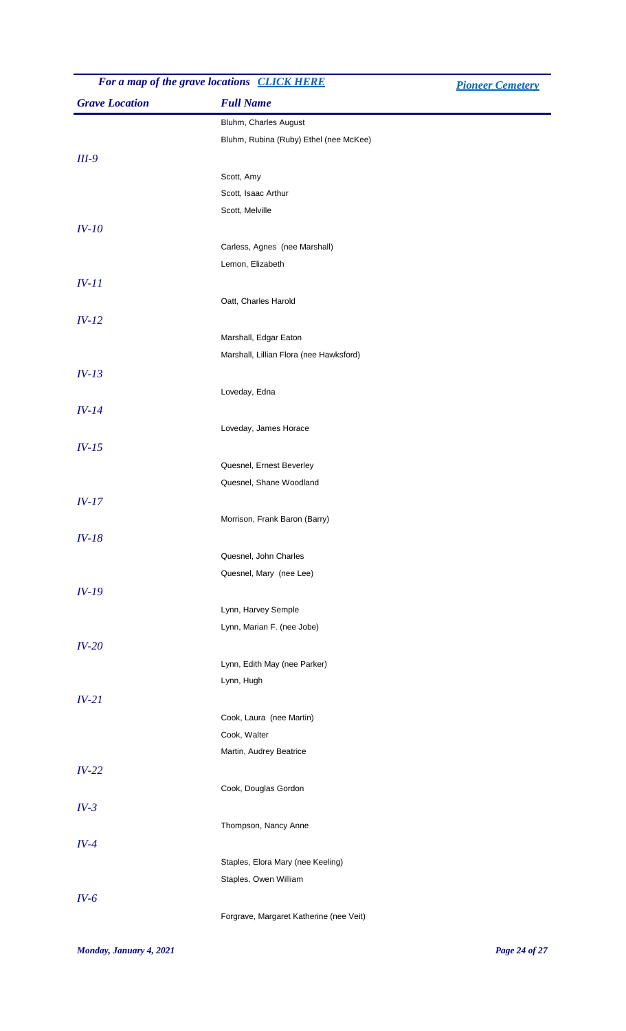*For a map of the grave locations [CLICK HERE]()* [*Pioneer Cemetery*]()

| *Grave Location* | *Full Name* |
| --- | --- |
| | Bluhm, Charles August |
| | Bluhm, Rubina (Ruby) Ethel (nee McKee) |
| *III-9* | |
| | Scott, Amy |
| | Scott, Isaac Arthur |
| | Scott, Melville |
| *IV-10* | |
| | Carless, Agnes (nee Marshall) |
| | Lemon, Elizabeth |
| *IV-11* | |
| | Oatt, Charles Harold |
| *IV-12* | |
| | Marshall, Edgar Eaton |
| | Marshall, Lillian Flora (nee Hawksford) |
| *IV-13* | |
| | Loveday, Edna |
| *IV-14* | |
| | Loveday, James Horace |
| *IV-15* | |
| | Quesnel, Ernest Beverley |
| | Quesnel, Shane Woodland |
| *IV-17* | |
| | Morrison, Frank Baron (Barry) |
| *IV-18* | |
| | Quesnel, John Charles |
| | Quesnel, Mary (nee Lee) |
| *IV-19* | |
| | Lynn, Harvey Semple |
| | Lynn, Marian F. (nee Jobe) |
| *IV-20* | |
| | Lynn, Edith May (nee Parker) |
| | Lynn, Hugh |
| *IV-21* | |
| | Cook, Laura (nee Martin) |
| | Cook, Walter |
| | Martin, Audrey Beatrice |
| *IV-22* | |
| | Cook, Douglas Gordon |
| *IV-3* | |
| | Thompson, Nancy Anne |
| *IV-4* | |
| | Staples, Elora Mary (nee Keeling) |
| | Staples, Owen William |
| *IV-6* | |
| | Forgrave, Margaret Katherine (nee Veit) |

*Monday, January 4, 2021*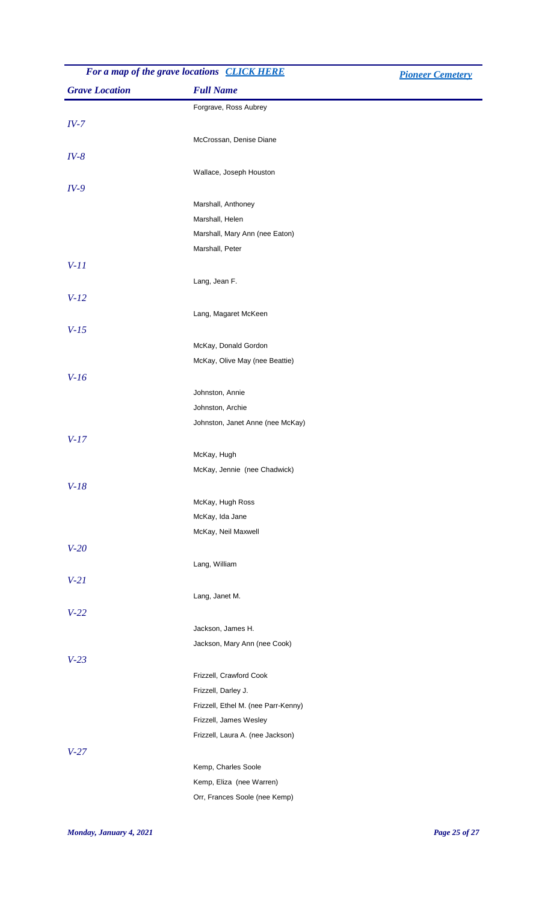*For a map of the grave locations [CLICK HERE]* [*Pioneer Cemetery*]

| *Grave Location* | *Full Name* |
| --- | --- |
| | Forgrave, Ross Aubrey |
| *IV-7* | |
| | McCrossan, Denise Diane |
| *IV-8* | |
| | Wallace, Joseph Houston |
| *IV-9* | |
| | Marshall, Anthoney |
| | Marshall, Helen |
| | Marshall, Mary Ann (nee Eaton) |
| | Marshall, Peter |
| *V-11* | |
| | Lang, Jean F. |
| *V-12* | |
| | Lang, Magaret McKeen |
| *V-15* | |
| | McKay, Donald Gordon |
| | McKay, Olive May (nee Beattie) |
| *V-16* | |
| | Johnston, Annie |
| | Johnston, Archie |
| | Johnston, Janet Anne (nee McKay) |
| *V-17* | |
| | McKay, Hugh |
| | McKay, Jennie (nee Chadwick) |
| *V-18* | |
| | McKay, Hugh Ross |
| | McKay, Ida Jane |
| | McKay, Neil Maxwell |
| *V-20* | |
| | Lang, William |
| *V-21* | |
| | Lang, Janet M. |
| *V-22* | |
| | Jackson, James H. |
| | Jackson, Mary Ann (nee Cook) |
| *V-23* | |
| | Frizzell, Crawford Cook |
| | Frizzell, Darley J. |
| | Frizzell, Ethel M. (nee Parr-Kenny) |
| | Frizzell, James Wesley |
| | Frizzell, Laura A. (nee Jackson) |
| *V-27* | |
| | Kemp, Charles Soole |
| | Kemp, Eliza (nee Warren) |
| | Orr, Frances Soole (nee Kemp) |

*Monday, January 4, 2021*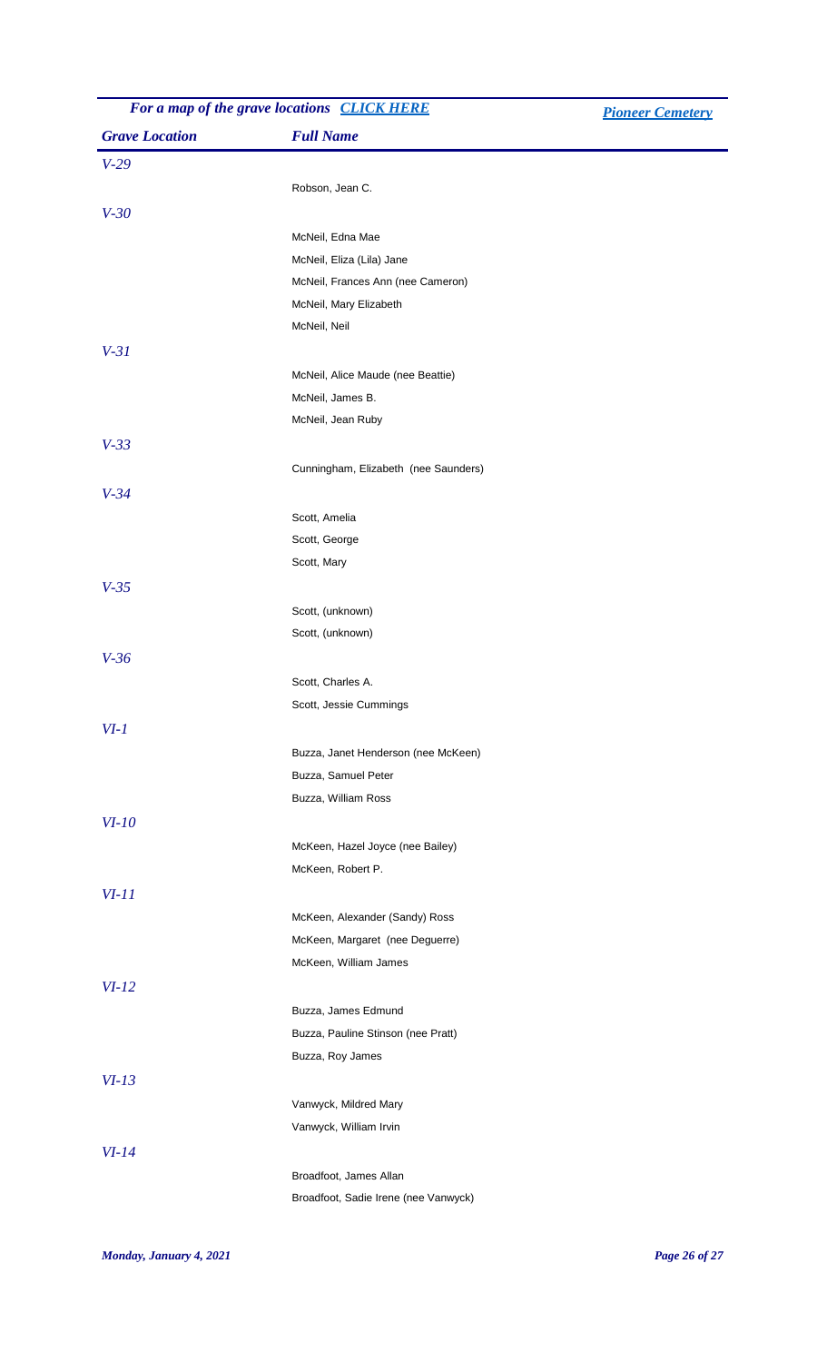*For a map of the grave locations* [*CLICK HERE*]

[*Pioneer Cemetery*]

| Grave Location | Full Name |
| --- | --- |
| *V-29* | |
| | Robson, Jean C. |
| *V-30* | |
| | McNeil, Edna Mae |
| | McNeil, Eliza (Lila) Jane |
| | McNeil, Frances Ann (nee Cameron) |
| | McNeil, Mary Elizabeth |
| | McNeil, Neil |
| *V-31* | |
| | McNeil, Alice Maude (nee Beattie) |
| | McNeil, James B. |
| | McNeil, Jean Ruby |
| *V-33* | |
| | Cunningham, Elizabeth (nee Saunders) |
| *V-34* | |
| | Scott, Amelia |
| | Scott, George |
| | Scott, Mary |
| *V-35* | |
| | Scott, (unknown) |
| | Scott, (unknown) |
| *V-36* | |
| | Scott, Charles A. |
| | Scott, Jessie Cummings |
| *VI-1* | |
| | Buzza, Janet Henderson (nee McKeen) |
| | Buzza, Samuel Peter |
| | Buzza, William Ross |
| *VI-10* | |
| | McKeen, Hazel Joyce (nee Bailey) |
| | McKeen, Robert P. |
| *VI-11* | |
| | McKeen, Alexander (Sandy) Ross |
| | McKeen, Margaret (nee Deguerre) |
| | McKeen, William James |
| *VI-12* | |
| | Buzza, James Edmund |
| | Buzza, Pauline Stinson (nee Pratt) |
| | Buzza, Roy James |
| *VI-13* | |
| | Vanwyck, Mildred Mary |
| | Vanwyck, William Irvin |
| *VI-14* | |
| | Broadfoot, James Allan |
| | Broadfoot, Sadie Irene (nee Vanwyck) |

*Monday, January 4, 2021*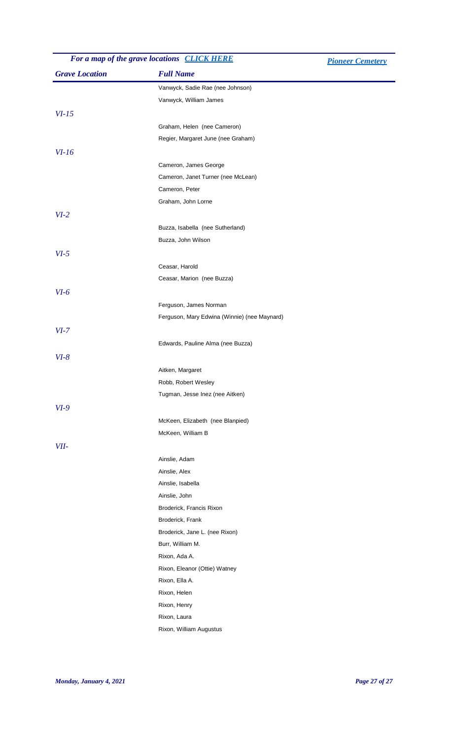*For a map of the grave locations* [*CLICK HERE*] [*Pioneer Cemetery*]

| Grave Location | Full Name |
|---|---|
| | Vanwyck, Sadie Rae (nee Johnson) |
| | Vanwyck, William James |
| *VI-15* | |
| | Graham, Helen (nee Cameron) |
| | Regier, Margaret June (nee Graham) |
| *VI-16* | |
| | Cameron, James George |
| | Cameron, Janet Turner (nee McLean) |
| | Cameron, Peter |
| | Graham, John Lorne |
| *VI-2* | |
| | Buzza, Isabella (nee Sutherland) |
| | Buzza, John Wilson |
| *VI-5* | |
| | Ceasar, Harold |
| | Ceasar, Marion (nee Buzza) |
| *VI-6* | |
| | Ferguson, James Norman |
| | Ferguson, Mary Edwina (Winnie) (nee Maynard) |
| *VI-7* | |
| | Edwards, Pauline Alma (nee Buzza) |
| *VI-8* | |
| | Aitken, Margaret |
| | Robb, Robert Wesley |
| | Tugman, Jesse Inez (nee Aitken) |
| *VI-9* | |
| | McKeen, Elizabeth (nee Blanpied) |
| | McKeen, William B |
| *VII-* | |
| | Ainslie, Adam |
| | Ainslie, Alex |
| | Ainslie, Isabella |
| | Ainslie, John |
| | Broderick, Francis Rixon |
| | Broderick, Frank |
| | Broderick, Jane L. (nee Rixon) |
| | Burr, William M. |
| | Rixon, Ada A. |
| | Rixon, Eleanor (Ottie) Watney |
| | Rixon, Ella A. |
| | Rixon, Helen |
| | Rixon, Henry |
| | Rixon, Laura |
| | Rixon, William Augustus |

*Monday, January 4, 2021*